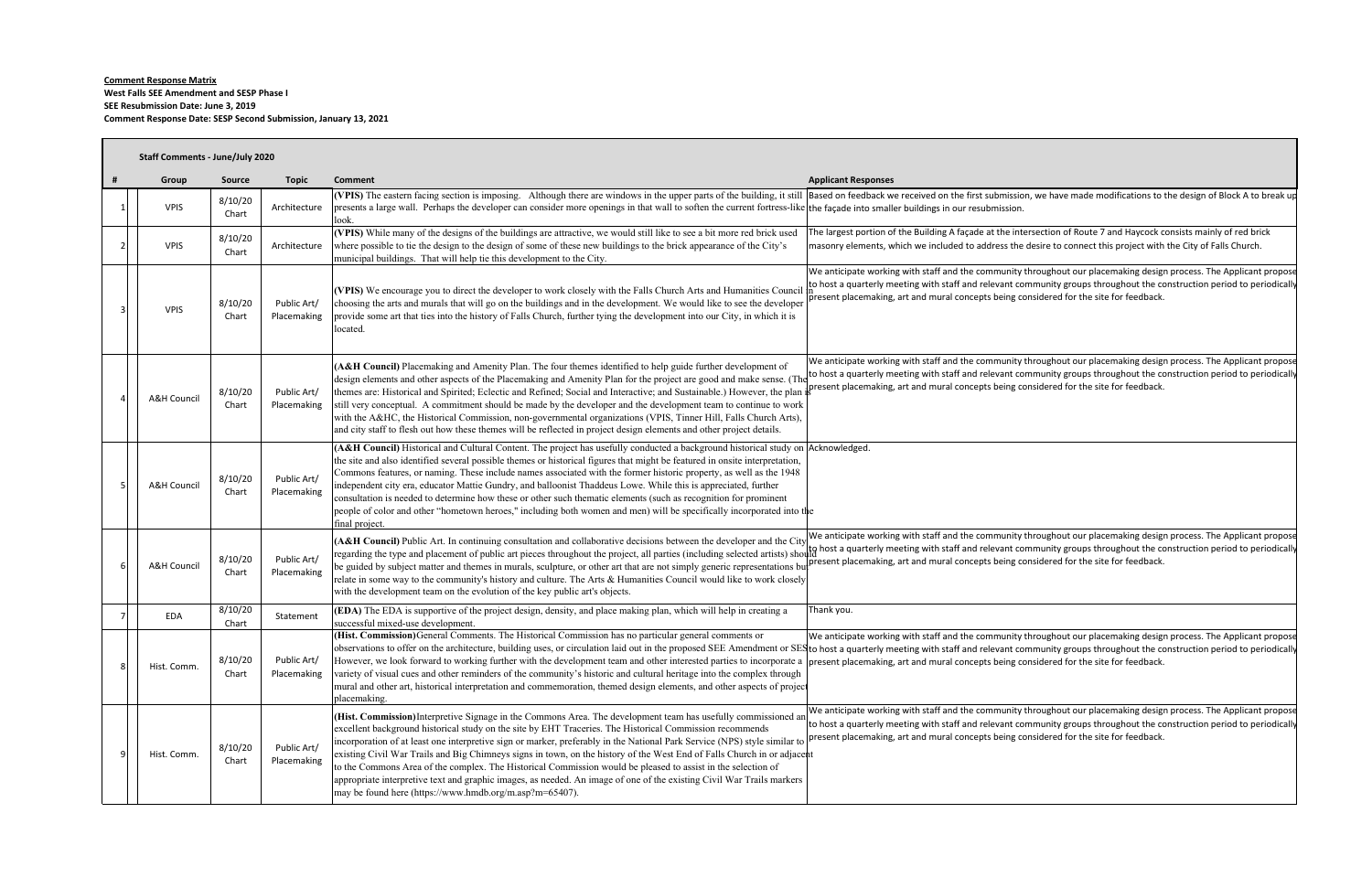**Comment Response Matrix**
**West Falls SEE Amendment and SESP Phase I**
**SEE Resubmission Date: June 3, 2019**
**Comment Response Date: SESP Second Submission, January 13, 2021**

| # | Group | Source | Topic | Comment | Applicant Responses |
|---|---|---|---|---|---|
| **Staff Comments - June/July 2020** | | | | | |
| 1 | VPIS | 8/10/20 Chart | Architecture | **(VPIS)** The eastern facing section is imposing. Although there are windows in the upper parts of the building, it still presents a large wall. Perhaps the developer can consider more openings in that wall to soften the current fortress-like look. | Based on feedback we received on the first submission, we have made modifications to the design of Block A to break up the façade into smaller buildings in our resubmission. |
| 2 | VPIS | 8/10/20 Chart | Architecture | **(VPIS)** While many of the designs of the buildings are attractive, we would still like to see a bit more red brick used where possible to tie the design to the design of some of these new buildings to the brick appearance of the City's municipal buildings. That will help tie this development to the City. | The largest portion of the Building A façade at the intersection of Route 7 and Haycock consists mainly of red brick masonry elements, which we included to address the desire to connect this project with the City of Falls Church. |
| 3 | VPIS | 8/10/20 Chart | Public Art/ Placemaking | **(VPIS)** We encourage you to direct the developer to work closely with the Falls Church Arts and Humanities Council in choosing the arts and murals that will go on the buildings and in the development. We would like to see the developer provide some art that ties into the history of Falls Church, further tying the development into our City, in which it is located. | We anticipate working with staff and the community throughout our placemaking design process. The Applicant propose to host a quarterly meeting with staff and relevant community groups throughout the construction period to periodically present placemaking, art and mural concepts being considered for the site for feedback. |
| 4 | A&H Council | 8/10/20 Chart | Public Art/ Placemaking | **(A&H Council)** Placemaking and Amenity Plan. The four themes identified to help guide further development of design elements and other aspects of the Placemaking and Amenity Plan for the project are good and make sense. (The themes are: Historical and Spirited; Eclectic and Refined; Social and Interactive; and Sustainable.) However, the plan is still very conceptual. A commitment should be made by the developer and the development team to continue to work with the A&HC, the Historical Commission, non-governmental organizations (VPIS, Tinner Hill, Falls Church Arts), and city staff to flesh out how these themes will be reflected in project design elements and other project details. | We anticipate working with staff and the community throughout our placemaking design process. The Applicant propose to host a quarterly meeting with staff and relevant community groups throughout the construction period to periodically present placemaking, art and mural concepts being considered for the site for feedback. |
| 5 | A&H Council | 8/10/20 Chart | Public Art/ Placemaking | **(A&H Council)** Historical and Cultural Content. The project has usefully conducted a background historical study on the site and also identified several possible themes or historical figures that might be featured in onsite interpretation, Commons features, or naming. These include names associated with the former historic property, as well as the 1948 independent city era, educator Mattie Gundry, and balloonist Thaddeus Lowe. While this is appreciated, further consultation is needed to determine how these or other such thematic elements (such as recognition for prominent people of color and other "hometown heroes," including both women and men) will be specifically incorporated into the final project. | Acknowledged. |
| 6 | A&H Council | 8/10/20 Chart | Public Art/ Placemaking | **(A&H Council)** Public Art. In continuing consultation and collaborative decisions between the developer and the City regarding the type and placement of public art pieces throughout the project, all parties (including selected artists) should be guided by subject matter and themes in murals, sculpture, or other art that are not simply generic representations but relate in some way to the community's history and culture. The Arts & Humanities Council would like to work closely with the development team on the evolution of the key public art's objects. | We anticipate working with staff and the community throughout our placemaking design process. The Applicant propose to host a quarterly meeting with staff and relevant community groups throughout the construction period to periodically present placemaking, art and mural concepts being considered for the site for feedback. |
| 7 | EDA | 8/10/20 Chart | Statement | **(EDA)** The EDA is supportive of the project design, density, and place making plan, which will help in creating a successful mixed-use development. | Thank you. |
| 8 | Hist. Comm. | 8/10/20 Chart | Public Art/ Placemaking | **(Hist. Commission)** General Comments. The Historical Commission has no particular general comments or observations to offer on the architecture, building uses, or circulation laid out in the proposed SEE Amendment or SESP. However, we look forward to working further with the development team and other interested parties to incorporate a variety of visual cues and other reminders of the community's historic and cultural heritage into the complex through mural and other art, historical interpretation and commemoration, themed design elements, and other aspects of project placemaking. | We anticipate working with staff and the community throughout our placemaking design process. The Applicant propose to host a quarterly meeting with staff and relevant community groups throughout the construction period to periodically present placemaking, art and mural concepts being considered for the site for feedback. |
| 9 | Hist. Comm. | 8/10/20 Chart | Public Art/ Placemaking | **(Hist. Commission)** Interpretive Signage in the Commons Area. The development team has usefully commissioned an excellent background historical study on the site by EHT Traceries. The Historical Commission recommends incorporation of at least one interpretive sign or marker, preferably in the National Park Service (NPS) style similar to existing Civil War Trails and Big Chimneys signs in town, on the history of the West End of Falls Church in or adjacent to the Commons Area of the complex. The Historical Commission would be pleased to assist in the selection of appropriate interpretive text and graphic images, as needed. An image of one of the existing Civil War Trails markers may be found here (https://www.hmdb.org/m.asp?m=65407). | We anticipate working with staff and the community throughout our placemaking design process. The Applicant propose to host a quarterly meeting with staff and relevant community groups throughout the construction period to periodically present placemaking, art and mural concepts being considered for the site for feedback. |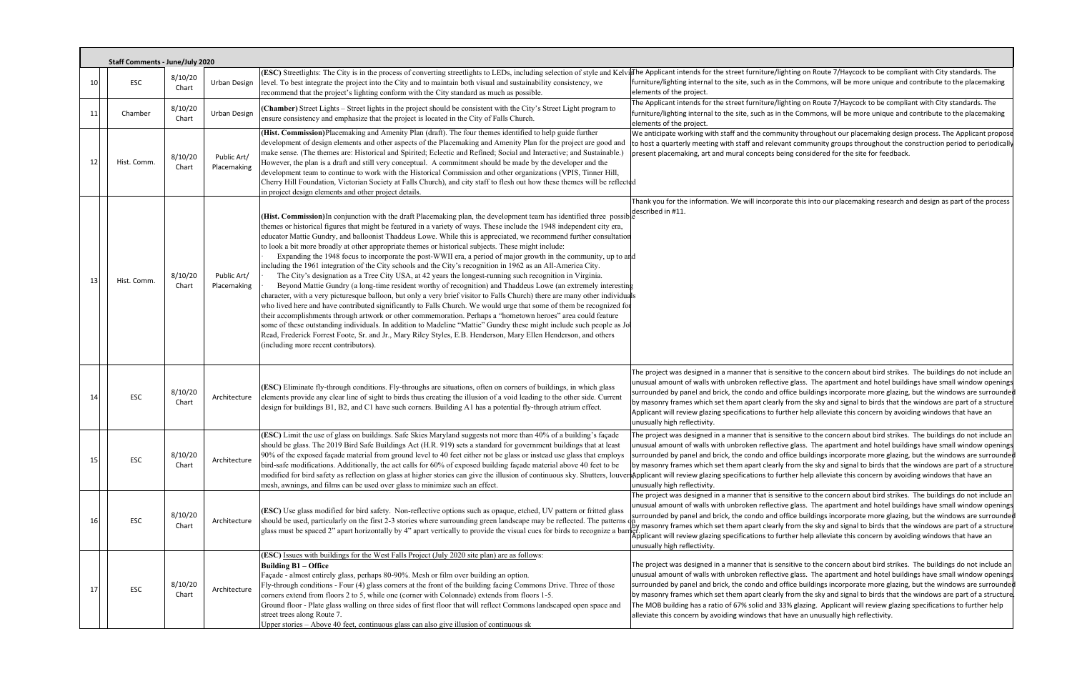**Staff Comments - June/July 2020**

| | | | | | |
|---|---|---|---|---|---|
| 10 | ESC | 8/10/20 Chart | Urban Design | **(ESC)** Streetlights: The City is in the process of converting streetlights to LEDs, including selection of style and Kelvin level. To best integrate the project into the City and to maintain both visual and sustainability consistency, we recommend that the project's lighting conform with the City standard as much as possible. | The Applicant intends for the street furniture/lighting on Route 7/Haycock to be compliant with City standards. The furniture/lighting internal to the site, such as in the Commons, will be more unique and contribute to the placemaking elements of the project. |
| 11 | Chamber | 8/10/20 Chart | Urban Design | **(Chamber)** Street Lights – Street lights in the project should be consistent with the City's Street Light program to ensure consistency and emphasize that the project is located in the City of Falls Church. | The Applicant intends for the street furniture/lighting on Route 7/Haycock to be compliant with City standards. The furniture/lighting internal to the site, such as in the Commons, will be more unique and contribute to the placemaking elements of the project. |
| 12 | Hist. Comm. | 8/10/20 Chart | Public Art/ Placemaking | **(Hist. Commission)**Placemaking and Amenity Plan (draft). The four themes identified to help guide further development of design elements and other aspects of the Placemaking and Amenity Plan for the project are good and make sense. (The themes are: Historical and Spirited; Eclectic and Refined; Social and Interactive; and Sustainable.) However, the plan is a draft and still very conceptual. A commitment should be made by the developer and the development team to continue to work with the Historical Commission and other organizations (VPIS, Tinner Hill, Cherry Hill Foundation, Victorian Society at Falls Church), and city staff to flesh out how these themes will be reflected in project design elements and other project details. | We anticipate working with staff and the community throughout our placemaking design process. The Applicant proposes to host a quarterly meeting with staff and relevant community groups throughout the construction period to periodically present placemaking, art and mural concepts being considered for the site for feedback. |
| 13 | Hist. Comm. | 8/10/20 Chart | Public Art/ Placemaking | **(Hist. Commission)**In conjunction with the draft Placemaking plan, the development team has identified three possible themes or historical figures that might be featured in a variety of ways. These include the 1948 independent city era, educator Mattie Gundry, and balloonist Thaddeus Lowe. While this is appreciated, we recommend further consultation to look a bit more broadly at other appropriate themes or historical subjects. These might include:<br>· Expanding the 1948 focus to incorporate the post-WWII era, a period of major growth in the community, up to and including the 1961 integration of the City schools and the City's recognition in 1962 as an All-America City.<br>· The City's designation as a Tree City USA, at 42 years the longest-running such recognition in Virginia.<br>· Beyond Mattie Gundry (a long-time resident worthy of recognition) and Thaddeus Lowe (an extremely interesting character, with a very picturesque balloon, but only a very brief visitor to Falls Church) there are many other individuals who lived here and have contributed significantly to Falls Church. We would urge that some of them be recognized for their accomplishments through artwork or other commemoration. Perhaps a "hometown heroes" area could feature some of these outstanding individuals. In addition to Madeline "Mattie" Gundry these might include such people as Joe Read, Frederick Forrest Foote, Sr. and Jr., Mary Riley Styles, E.B. Henderson, Mary Ellen Henderson, and others (including more recent contributors). | Thank you for the information. We will incorporate this into our placemaking research and design as part of the process described in #11. |
| 14 | ESC | 8/10/20 Chart | Architecture | **(ESC)** Eliminate fly-through conditions. Fly-throughs are situations, often on corners of buildings, in which glass elements provide any clear line of sight to birds thus creating the illusion of a void leading to the other side. Current design for buildings B1, B2, and C1 have such corners. Building A1 has a potential fly-through atrium effect. | The project was designed in a manner that is sensitive to the concern about bird strikes. The buildings do not include an unusual amount of walls with unbroken reflective glass. The apartment and hotel buildings have small window openings surrounded by panel and brick, the condo and office buildings incorporate more glazing, but the windows are surrounded by masonry frames which set them apart clearly from the sky and signal to birds that the windows are part of a structure. Applicant will review glazing specifications to further help alleviate this concern by avoiding windows that have an unusually high reflectivity. |
| 15 | ESC | 8/10/20 Chart | Architecture | **(ESC)** Limit the use of glass on buildings. Safe Skies Maryland suggests not more than 40% of a building's façade should be glass. The 2019 Bird Safe Buildings Act (H.R. 919) sets a standard for government buildings that at least 90% of the exposed façade material from ground level to 40 feet either not be glass or instead use glass that employs bird-safe modifications. Additionally, the act calls for 60% of exposed building façade material above 40 feet to be modified for bird safety as reflection on glass at higher stories can give the illusion of continuous sky. Shutters, louvers, mesh, awnings, and films can be used over glass to minimize such an effect. | The project was designed in a manner that is sensitive to the concern about bird strikes. The buildings do not include an unusual amount of walls with unbroken reflective glass. The apartment and hotel buildings have small window openings surrounded by panel and brick, the condo and office buildings incorporate more glazing, but the windows are surrounded by masonry frames which set them apart clearly from the sky and signal to birds that the windows are part of a structure. Applicant will review glazing specifications to further help alleviate this concern by avoiding windows that have an unusually high reflectivity. |
| 16 | ESC | 8/10/20 Chart | Architecture | **(ESC)** Use glass modified for bird safety. Non-reflective options such as opaque, etched, UV pattern or fritted glass should be used, particularly on the first 2-3 stories where surrounding green landscape may be reflected. The patterns on glass must be spaced 2" apart horizontally by 4" apart vertically to provide the visual cues for birds to recognize a barrier. | The project was designed in a manner that is sensitive to the concern about bird strikes. The buildings do not include an unusual amount of walls with unbroken reflective glass. The apartment and hotel buildings have small window openings surrounded by panel and brick, the condo and office buildings incorporate more glazing, but the windows are surrounded by masonry frames which set them apart clearly from the sky and signal to birds that the windows are part of a structure. Applicant will review glazing specifications to further help alleviate this concern by avoiding windows that have an unusually high reflectivity. |
| 17 | ESC | 8/10/20 Chart | Architecture | **(ESC)** Issues with buildings for the West Falls Project (July 2020 site plan) are as follows:<br>**Building B1 – Office**<br>Façade - almost entirely glass, perhaps 80-90%. Mesh or film over building an option.<br>Fly-through conditions - Four (4) glass corners at the front of the building facing Commons Drive. Three of those corners extend from floors 2 to 5, while one (corner with Colonnade) extends from floors 1-5.<br>Ground floor - Plate glass walling on three sides of first floor that will reflect Commons landscaped open space and street trees along Route 7.<br>Upper stories – Above 40 feet, continuous glass can also give illusion of continuous sk | The project was designed in a manner that is sensitive to the concern about bird strikes. The buildings do not include an unusual amount of walls with unbroken reflective glass. The apartment and hotel buildings have small window openings surrounded by panel and brick, the condo and office buildings incorporate more glazing, but the windows are surrounded by masonry frames which set them apart clearly from the sky and signal to birds that the windows are part of a structure. The MOB building has a ratio of 67% solid and 33% glazing. Applicant will review glazing specifications to further help alleviate this concern by avoiding windows that have an unusually high reflectivity. |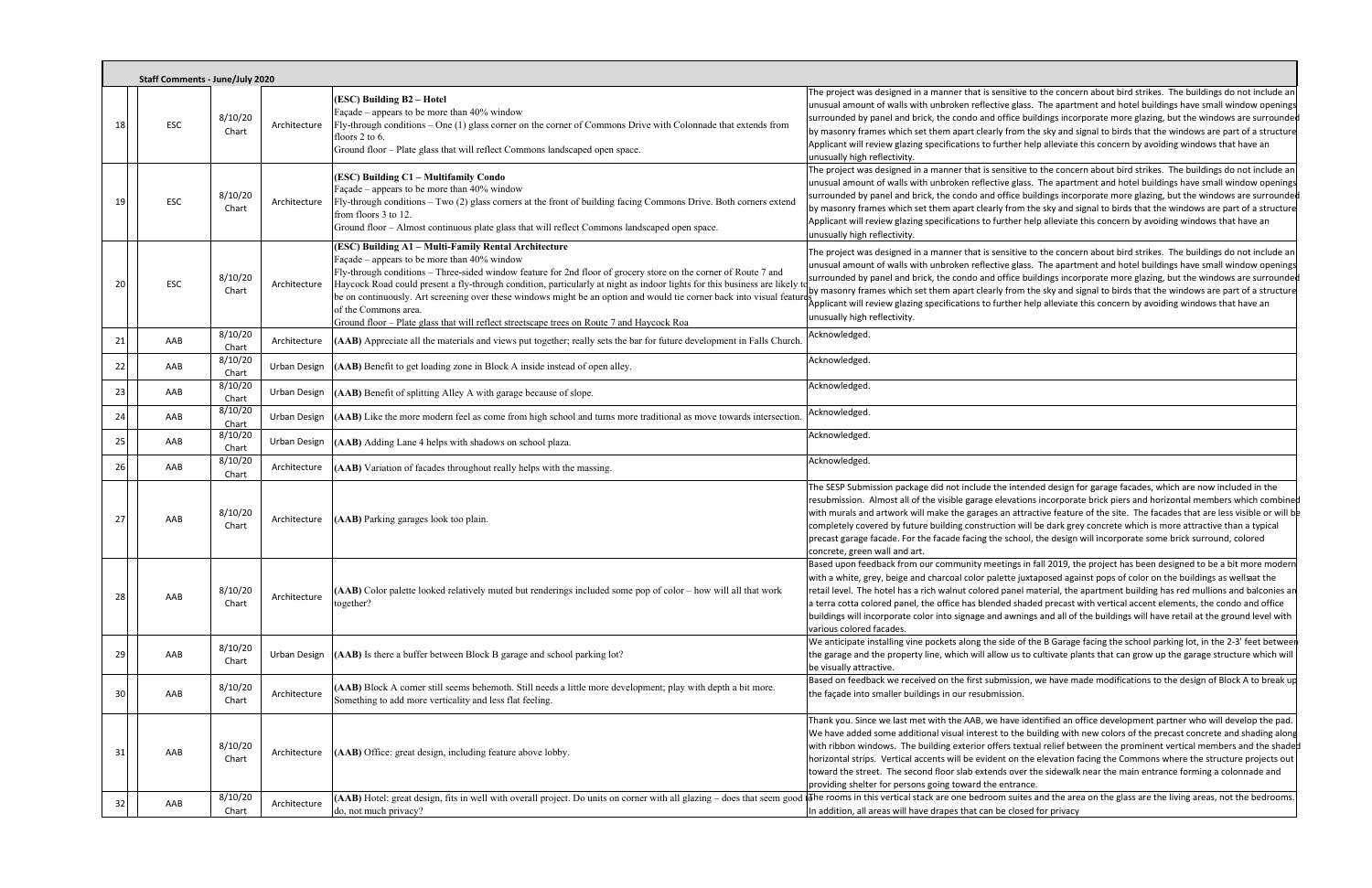| Staff Comments - June/July 2020 | | | | | |
|---|---|---|---|---|---|
| 18 | ESC | 8/10/20 Chart | Architecture | **(ESC) Building B2 – Hotel**<br>Façade – appears to be more than 40% window<br>Fly-through conditions – One (1) glass corner on the corner of Commons Drive with Colonnade that extends from floors 2 to 6.<br>Ground floor – Plate glass that will reflect Commons landscaped open space. | The project was designed in a manner that is sensitive to the concern about bird strikes. The buildings do not include an unusual amount of walls with unbroken reflective glass. The apartment and hotel buildings have small window openings surrounded by panel and brick, the condo and office buildings incorporate more glazing, but the windows are surrounded by masonry frames which set them apart clearly from the sky and signal to birds that the windows are part of a structure. Applicant will review glazing specifications to further help alleviate this concern by avoiding windows that have an unusually high reflectivity. |
| 19 | ESC | 8/10/20 Chart | Architecture | **(ESC) Building C1 – Multifamily Condo**<br>Façade – appears to be more than 40% window<br>Fly-through conditions – Two (2) glass corners at the front of building facing Commons Drive. Both corners extend from floors 3 to 12.<br>Ground floor – Almost continuous plate glass that will reflect Commons landscaped open space. | The project was designed in a manner that is sensitive to the concern about bird strikes. The buildings do not include an unusual amount of walls with unbroken reflective glass. The apartment and hotel buildings have small window openings surrounded by panel and brick, the condo and office buildings incorporate more glazing, but the windows are surrounded by masonry frames which set them apart clearly from the sky and signal to birds that the windows are part of a structure. Applicant will review glazing specifications to further help alleviate this concern by avoiding windows that have an unusually high reflectivity. |
| 20 | ESC | 8/10/20 Chart | Architecture | **(ESC) Building A1 – Multi-Family Rental Architecture**<br>Façade – appears to be more than 40% window<br>Fly-through conditions – Three-sided window feature for 2nd floor of grocery store on the corner of Route 7 and Haycock Road could present a fly-through condition, particularly at night as indoor lights for this business are likely to be on continuously. Art screening over these windows might be an option and would tie corner back into visual features of the Commons area.<br>Ground floor – Plate glass that will reflect streetscape trees on Route 7 and Haycock Roa | The project was designed in a manner that is sensitive to the concern about bird strikes. The buildings do not include an unusual amount of walls with unbroken reflective glass. The apartment and hotel buildings have small window openings surrounded by panel and brick, the condo and office buildings incorporate more glazing, but the windows are surrounded by masonry frames which set them apart clearly from the sky and signal to birds that the windows are part of a structure. Applicant will review glazing specifications to further help alleviate this concern by avoiding windows that have an unusually high reflectivity. |
| 21 | AAB | 8/10/20 Chart | Architecture | **(AAB)** Appreciate all the materials and views put together; really sets the bar for future development in Falls Church. | Acknowledged. |
| 22 | AAB | 8/10/20 Chart | Urban Design | **(AAB)** Benefit to get loading zone in Block A inside instead of open alley. | Acknowledged. |
| 23 | AAB | 8/10/20 Chart | Urban Design | **(AAB)** Benefit of splitting Alley A with garage because of slope. | Acknowledged. |
| 24 | AAB | 8/10/20 Chart | Urban Design | **(AAB)** Like the more modern feel as come from high school and turns more traditional as move towards intersection. | Acknowledged. |
| 25 | AAB | 8/10/20 Chart | Urban Design | **(AAB)** Adding Lane 4 helps with shadows on school plaza. | Acknowledged. |
| 26 | AAB | 8/10/20 Chart | Architecture | **(AAB)** Variation of facades throughout really helps with the massing. | Acknowledged. |
| 27 | AAB | 8/10/20 Chart | Architecture | **(AAB)** Parking garages look too plain. | The SESP Submission package did not include the intended design for garage facades, which are now included in the resubmission. Almost all of the visible garage elevations incorporate brick piers and horizontal members which combined with murals and artwork will make the garages an attractive feature of the site. The facades that are less visible or will be completely covered by future building construction will be dark grey concrete which is more attractive than a typical precast garage facade. For the facade facing the school, the design will incorporate some brick surround, colored concrete, green wall and art. |
| 28 | AAB | 8/10/20 Chart | Architecture | **(AAB)** Color palette looked relatively muted but renderings included some pop of color – how will all that work together? | Based upon feedback from our community meetings in fall 2019, the project has been designed to be a bit more modern with a white, grey, beige and charcoal color palette juxtaposed against pops of color on the buildings as wellsat the retail level. The hotel has a rich walnut colored panel material, the apartment building has red mullions and balconies and a terra cotta colored panel, the office has blended shaded precast with vertical accent elements, the condo and office buildings will incorporate color into signage and awnings and all of the buildings will have retail at the ground level with various colored facades. |
| 29 | AAB | 8/10/20 Chart | Urban Design | **(AAB)** Is there a buffer between Block B garage and school parking lot? | We anticipate installing vine pockets along the side of the B Garage facing the school parking lot, in the 2-3' feet between the garage and the property line, which will allow us to cultivate plants that can grow up the garage structure which will be visually attractive. |
| 30 | AAB | 8/10/20 Chart | Architecture | **(AAB)** Block A corner still seems behemoth. Still needs a little more development; play with depth a bit more. Something to add more verticality and less flat feeling. | Based on feedback we received on the first submission, we have made modifications to the design of Block A to break up the façade into smaller buildings in our resubmission. |
| 31 | AAB | 8/10/20 Chart | Architecture | **(AAB)** Office: great design, including feature above lobby. | Thank you. Since we last met with the AAB, we have identified an office development partner who will develop the pad. We have added some additional visual interest to the building with new colors of the precast concrete and shading along with ribbon windows. The building exterior offers textual relief between the prominent vertical members and the shaded horizontal strips. Vertical accents will be evident on the elevation facing the Commons where the structure projects out toward the street. The second floor slab extends over the sidewalk near the main entrance forming a colonnade and providing shelter for persons going toward the entrance. |
| 32 | AAB | 8/10/20 Chart | Architecture | **(AAB)** Hotel: great design, fits in well with overall project. Do units on corner with all glazing – does that seem good to do, not much privacy? | The rooms in this vertical stack are one bedroom suites and the area on the glass are the living areas, not the bedrooms. In addition, all areas will have drapes that can be closed for privacy |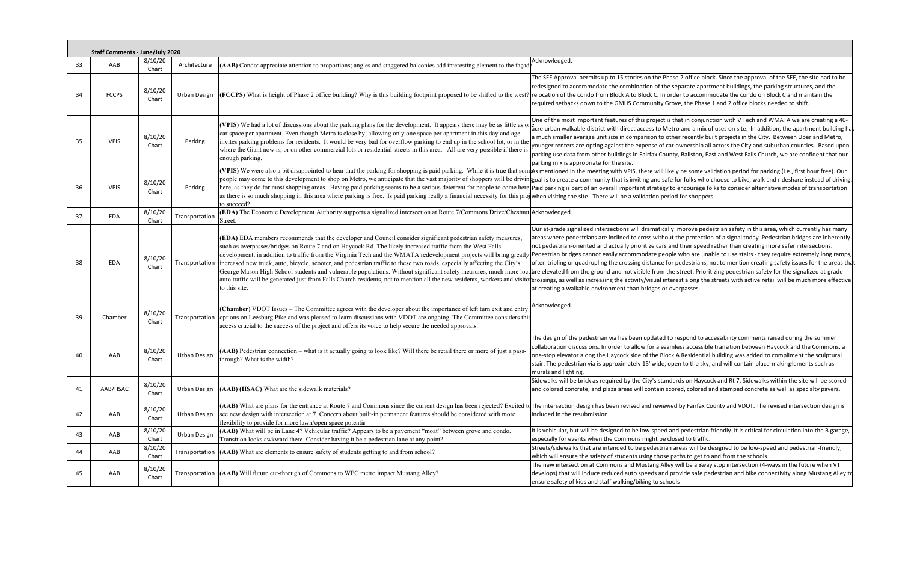**Staff Comments - June/July 2020**

| # | | Source | Date | Category | Comment | Response |
|---|---|---|---|---|---|---|
| 33 | | AAB | 8/10/20 Chart | Architecture | (AAB) Condo: appreciate attention to proportions; angles and staggered balconies add interesting element to the façade. | Acknowledged. |
| 34 | | FCCPS | 8/10/20 Chart | Urban Design | (FCCPS) What is height of Phase 2 office building? Why is this building footprint proposed to be shifted to the west? | The SEE Approval permits up to 15 stories on the Phase 2 office block. Since the approval of the SEE, the site had to be redesigned to accommodate the combination of the separate apartment buildings, the parking structures, and the relocation of the condo from Block A to Block C. In order to accommodate the condo on Block C and maintain the required setbacks down to the GMHS Community Grove, the Phase 1 and 2 office blocks needed to shift. |
| 35 | | VPIS | 8/10/20 Chart | Parking | (VPIS) We had a lot of discussions about the parking plans for the development. It appears there may be as little as one car space per apartment. Even though Metro is close by, allowing only one space per apartment in this day and age invites parking problems for residents. It would be very bad for overflow parking to end up in the school lot, or in the where the Giant now is, or on other commercial lots or residential streets in this area. All are very possible if there is not enough parking. | One of the most important features of this project is that in conjunction with V Tech and WMATA we are creating a 40-acre urban walkable district with direct access to Metro and a mix of uses on site. In addition, the apartment building has a much smaller average unit size in comparison to other recently built projects in the City. Between Uber and Metro, younger renters are opting against the expense of car ownership all across the City and suburban counties. Based upon parking use data from other buildings in Fairfax County, Ballston, East and West Falls Church, we are confident that our parking mix is appropriate for the site. |
| 36 | | VPIS | 8/10/20 Chart | Parking | (VPIS) We were also a bit disappointed to hear that the parking for shopping is paid parking. While it is true that some people may come to this development to shop on Metro, we anticipate that the vast majority of shoppers will be driving here, as they do for most shopping areas. Having paid parking seems to be a serious deterrent for people to come here, as there is so much shopping in this area where parking is free. Is paid parking really a financial necessity for this project to succeed? | As mentioned in the meeting with VPIS, there will likely be some validation period for parking (i.e., first hour free). Our goal is to create a community that is inviting and safe for folks who choose to bike, walk and rideshare instead of driving. Paid parking is part of an overall important strategy to encourage folks to consider alternative modes of transportation when visiting the site. There will be a validation period for shoppers. |
| 37 | | EDA | 8/10/20 Chart | Transportation | (EDA) The Economic Development Authority supports a signalized intersection at Route 7/Commons Drive/Chestnut Street. | Acknowledged. |
| 38 | | EDA | 8/10/20 Chart | Transportation | (EDA) EDA members recommends that the developer and Council consider significant pedestrian safety measures, such as overpasses/bridges on Route 7 and on Haycock Rd. The likely increased traffic from the West Falls development, in addition to traffic from the Virginia Tech and the WMATA redevelopment projects will bring greatly increased new truck, auto, bicycle, scooter, and pedestrian traffic to these two roads, especially affecting the City's George Mason High School students and vulnerable populations. Without significant safety measures, much more local auto traffic will be generated just from Falls Church residents, not to mention all the new residents, workers and visitors to this site. | Our at-grade signalized intersections will dramatically improve pedestrian safety in this area, which currently has many areas where pedestrians are inclined to cross without the protection of a signal today. Pedestrian bridges are inherently not pedestrian-oriented and actually prioritize cars and their speed rather than creating more safer intersections. Pedestrian bridges cannot easily accommodate people who are unable to use stairs - they require extremely long ramps, often tripling or quadrupling the crossing distance for pedestrians, not to mention creating safety issues for the areas that are elevated from the ground and not visible from the street. Prioritizing pedestrian safety for the signalized at-grade crossings, as well as increasing the activity/visual interest along the streets with active retail will be much more effective at creating a walkable environment than bridges or overpasses. |
| 39 | | Chamber | 8/10/20 Chart | Transportation | (Chamber) VDOT Issues – The Committee agrees with the developer about the importance of left turn exit and entry options on Leesburg Pike and was pleased to learn discussions with VDOT are ongoing. The Committee considers this access crucial to the success of the project and offers its voice to help secure the needed approvals. | Acknowledged. |
| 40 | | AAB | 8/10/20 Chart | Urban Design | (AAB) Pedestrian connection – what is it actually going to look like? Will there be retail there or more of just a pass-through? What is the width? | The design of the pedestrian via has been updated to respond to accessibility comments raised during the summer collaboration discussions. In order to allow for a seamless accessible transition between Haycock and the Commons, a one-stop elevator along the Haycock side of the Block A Residential building was added to compliment the sculptural stair. The pedestrian via is approximately 15' wide, open to the sky, and will contain place-making elements such as murals and lighting. |
| 41 | | AAB/HSAC | 8/10/20 Chart | Urban Design | (AAB) (HSAC) What are the sidewalk materials? | Sidewalks will be brick as required by the City's standards on Haycock and Rt 7. Sidewalks within the site will be scored and colored concrete, and plaza areas will contain scored, colored and stamped concrete as well as specialty pavers. |
| 42 | | AAB | 8/10/20 Chart | Urban Design | (AAB) What are plans for the entrance at Route 7 and Commons since the current design has been rejected? Excited to see new design with intersection at 7. Concern about built-in permanent features should be considered with more flexibility to provide for more lawn/open space potential | The intersection design has been revised and reviewed by Fairfax County and VDOT. The revised intersection design is included in the resubmission. |
| 43 | | AAB | 8/10/20 Chart | Urban Design | (AAB) What will be in Lane 4? Vehicular traffic? Appears to be a pavement "moat" between grove and condo. Transition looks awkward there. Consider having it be a pedestrian lane at any point? | It is vehicular, but will be designed to be low-speed and pedestrian friendly. It is critical for circulation into the B garage, especially for events when the Commons might be closed to traffic. |
| 44 | | AAB | 8/10/20 Chart | Transportation | (AAB) What are elements to ensure safety of students getting to and from school? | Streets/sidewalks that are intended to be pedestrian areas will be designed to be low-speed and pedestrian-friendly, which will ensure the safety of students using those paths to get to and from the schools. |
| 45 | | AAB | 8/10/20 Chart | Transportation | (AAB) Will future cut-through of Commons to WFC metro impact Mustang Alley? | The new intersection at Commons and Mustang Alley will be a 3way stop intersection (4-ways in the future when VT develops) that will induce reduced auto speeds and provide safe pedestrian and bike connectivity along Mustang Alley to ensure safety of kids and staff walking/biking to schools |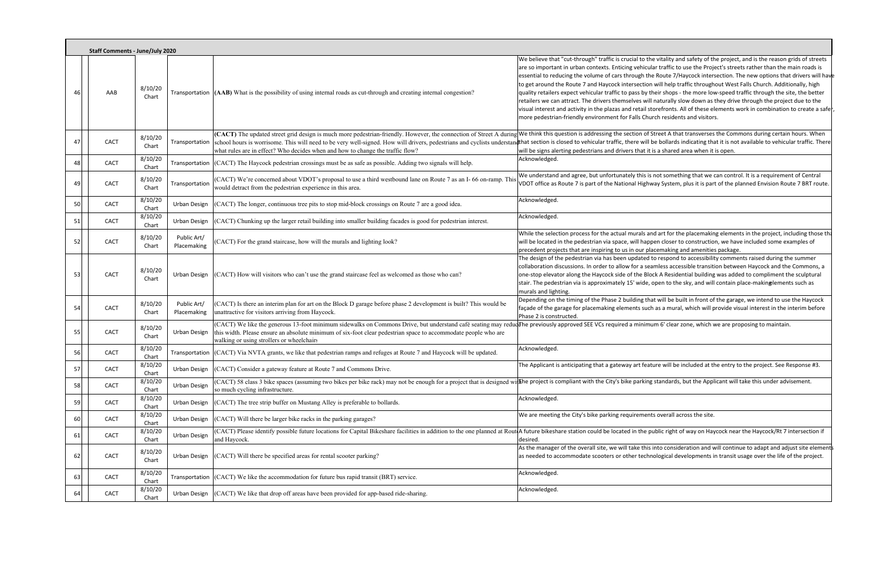**Staff Comments - June/July 2020**

| # | | Source | Date | Category | Comment | Response |
|---|---|---|---|---|---|---|
| 46 | | AAB | 8/10/20 Chart | Transportation | **(AAB)** What is the possibility of using internal roads as cut-through and creating internal congestion? | We believe that "cut-through" traffic is crucial to the vitality and safety of the project, and is the reason grids of streets are so important in urban contexts. Enticing vehicular traffic to use the Project's streets rather than the main roads is essential to reducing the volume of cars through the Route 7/Haycock intersection. The new options that drivers will have to get around the Route 7 and Haycock intersection will help traffic throughout West Falls Church. Additionally, high quality retailers expect vehicular traffic to pass by their shops - the more low-speed traffic through the site, the better retailers we can attract. The drivers themselves will naturally slow down as they drive through the project due to the visual interest and activity in the plazas and retail storefronts. All of these elements work in combination to create a safer, more pedestrian-friendly environment for Falls Church residents and visitors. |
| 47 | | CACT | 8/10/20 Chart | Transportation | **(CACT)** The updated street grid design is much more pedestrian-friendly. However, the connection of Street A during school hours is worrisome. This will need to be very well-signed. How will drivers, pedestrians and cyclists understand what rules are in effect? Who decides when and how to change the traffic flow? | We think this question is addressing the section of Street A that transverses the Commons during certain hours. When that section is closed to vehicular traffic, there will be bollards indicating that it is not available to vehicular traffic. There will be signs alerting pedestrians and drivers that it is a shared area when it is open. |
| 48 | | CACT | 8/10/20 Chart | Transportation | (CACT) The Haycock pedestrian crossings must be as safe as possible. Adding two signals will help. | Acknowledged. |
| 49 | | CACT | 8/10/20 Chart | Transportation | (CACT) We're concerned about VDOT's proposal to use a third westbound lane on Route 7 as an I- 66 on-ramp. This would detract from the pedestrian experience in this area. | We understand and agree, but unfortunately this is not something that we can control. It is a requirement of Central VDOT office as Route 7 is part of the National Highway System, plus it is part of the planned Envision Route 7 BRT route. |
| 50 | | CACT | 8/10/20 Chart | Urban Design | (CACT) The longer, continuous tree pits to stop mid-block crossings on Route 7 are a good idea. | Acknowledged. |
| 51 | | CACT | 8/10/20 Chart | Urban Design | (CACT) Chunking up the larger retail building into smaller building facades is good for pedestrian interest. | Acknowledged. |
| 52 | | CACT | 8/10/20 Chart | Public Art/ Placemaking | (CACT) For the grand staircase, how will the murals and lighting look? | While the selection process for the actual murals and art for the placemaking elements in the project, including those that will be located in the pedestrian via space, will happen closer to construction, we have included some examples of precedent projects that are inspiring to us in our placemaking and amenities package. |
| 53 | | CACT | 8/10/20 Chart | Urban Design | (CACT) How will visitors who can't use the grand staircase feel as welcomed as those who can? | The design of the pedestrian via has been updated to respond to accessibility comments raised during the summer collaboration discussions. In order to allow for a seamless accessible transition between Haycock and the Commons, a one-stop elevator along the Haycock side of the Block A Residential building was added to compliment the sculptural stair. The pedestrian via is approximately 15' wide, open to the sky, and will contain place-making elements such as murals and lighting. |
| 54 | | CACT | 8/10/20 Chart | Public Art/ Placemaking | (CACT) Is there an interim plan for art on the Block D garage before phase 2 development is built? This would be unattractive for visitors arriving from Haycock. | Depending on the timing of the Phase 2 building that will be built in front of the garage, we intend to use the Haycock façade of the garage for placemaking elements such as a mural, which will provide visual interest in the interim before Phase 2 is constructed. |
| 55 | | CACT | 8/10/20 Chart | Urban Design | (CACT) We like the generous 13-foot minimum sidewalks on Commons Drive, but understand café seating may reduce this width. Please ensure an absolute minimum of six-foot clear pedestrian space to accommodate people who are walking or using strollers or wheelchairs | The previously approved SEE VCs required a minimum 6' clear zone, which we are proposing to maintain. |
| 56 | | CACT | 8/10/20 Chart | Transportation | (CACT) Via NVTA grants, we like that pedestrian ramps and refuges at Route 7 and Haycock will be updated. | Acknowledged. |
| 57 | | CACT | 8/10/20 Chart | Urban Design | (CACT) Consider a gateway feature at Route 7 and Commons Drive. | The Applicant is anticipating that a gateway art feature will be included at the entry to the project. See Response #3. |
| 58 | | CACT | 8/10/20 Chart | Urban Design | (CACT) 58 class 3 bike spaces (assuming two bikes per bike rack) may not be enough for a project that is designed with so much cycling infrastructure. | The project is compliant with the City's bike parking standards, but the Applicant will take this under advisement. |
| 59 | | CACT | 8/10/20 Chart | Urban Design | (CACT) The tree strip buffer on Mustang Alley is preferable to bollards. | Acknowledged. |
| 60 | | CACT | 8/10/20 Chart | Urban Design | (CACT) Will there be larger bike racks in the parking garages? | We are meeting the City's bike parking requirements overall across the site. |
| 61 | | CACT | 8/10/20 Chart | Urban Design | (CACT) Please identify possible future locations for Capital Bikeshare facilities in addition to the one planned at Route 7 and Haycock. | A future bikeshare station could be located in the public right of way on Haycock near the Haycock/Rt 7 intersection if desired. |
| 62 | | CACT | 8/10/20 Chart | Urban Design | (CACT) Will there be specified areas for rental scooter parking? | As the manager of the overall site, we will take this into consideration and will continue to adapt and adjust site elements as needed to accommodate scooters or other technological developments in transit usage over the life of the project. |
| 63 | | CACT | 8/10/20 Chart | Transportation | (CACT) We like the accommodation for future bus rapid transit (BRT) service. | Acknowledged. |
| 64 | | CACT | 8/10/20 Chart | Urban Design | (CACT) We like that drop off areas have been provided for app-based ride-sharing. | Acknowledged. |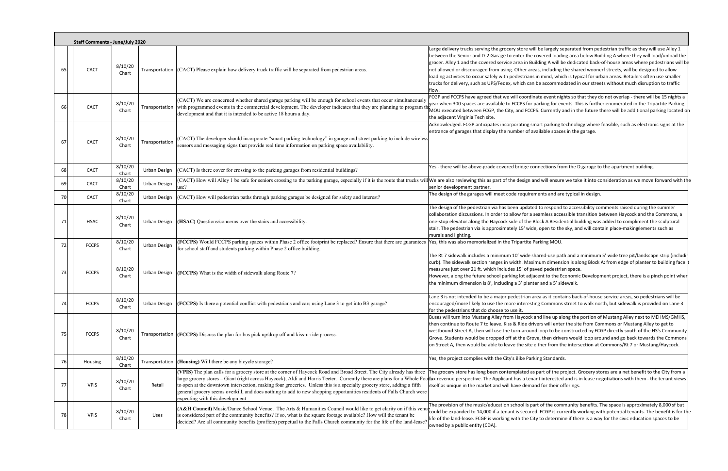**Staff Comments - June/July 2020**

| # | Group | Date | Category | Comment | Response |
|---|---|---|---|---|---|
| 65 | CACT | 8/10/20 Chart | Transportation | (CACT) Please explain how delivery truck traffic will be separated from pedestrian areas. | Large delivery trucks serving the grocery store will be largely separated from pedestrian traffic as they will use Alley 1 between the Senior and D-2 Garage to enter the covered loading area below Building A where they will load/unload the grocer. Alley 1 and the covered service area in Building A will be dedicated back-of-house areas where pedestrians will be not allowed or discouraged from using. Other areas, including the shared woonerf streets, will be designed to allow loading activities to occur safely with pedestrians in mind, which is typical for urban areas. Retailers often use smaller trucks for delivery, such as UPS/Fedex, which can be accommodated in our streets without much disruption to traffic flow. |
| 66 | CACT | 8/10/20 Chart | Transportation | (CACT) We are concerned whether shared garage parking will be enough for school events that occur simultaneously with programmed events in the commercial development. The developer indicates that they are planning to program the development and that it is intended to be active 18 hours a day. | FCGP and FCCPS have agreed that we will coordinate event nights so that they do not overlap - there will be 15 nights a year when 300 spaces are available to FCCPS for parking for events. This is further enumerated in the Tripartite Parking MOU executed between FCGP, the City, and FCCPS. Currently and in the future there will be additional parking located on the adjacent Virginia Tech site. |
| 67 | CACT | 8/10/20 Chart | Transportation | (CACT) The developer should incorporate "smart parking technology" in garage and street parking to include wireless sensors and messaging signs that provide real time information on parking space availability. | Acknowledged. FCGP anticipates incorporating smart parking technology where feasible, such as electronic signs at the entrance of garages that display the number of available spaces in the garage. |
| 68 | CACT | 8/10/20 Chart | Urban Design | (CACT) Is there cover for crossing to the parking garages from residential buildings? | Yes - there will be above-grade covered bridge connections from the D garage to the apartment building. |
| 69 | CACT | 8/10/20 Chart | Urban Design | (CACT) How will Alley 1 be safe for seniors crossing to the parking garage, especially if it is the route that trucks will use? | We are also reviewing this as part of the design and will ensure we take it into consideration as we move forward with the senior development partner. |
| 70 | CACT | 8/10/20 Chart | Urban Design | (CACT) How will pedestrian paths through parking garages be designed for safety and interest? | The design of the garages will meet code requirements and are typical in design. |
| 71 | HSAC | 8/10/20 Chart | Urban Design | **(HSAC)** Questions/concerns over the stairs and accessibility. | The design of the pedestrian via has been updated to respond to accessibility comments raised during the summer collaboration discussions. In order to allow for a seamless accessible transition between Haycock and the Commons, a one-stop elevator along the Haycock side of the Block A Residential building was added to compliment the sculptural stair. The pedestrian via is approximately 15' wide, open to the sky, and will contain place-making elements such as murals and lighting. |
| 72 | FCCPS | 8/10/20 Chart | Urban Design | **(FCCPS)** Would FCCPS parking spaces within Phase 2 office footprint be replaced? Ensure that there are guarantees for school staff and students parking within Phase 2 office building. | Yes, this was also memorialized in the Tripartite Parking MOU. |
| 73 | FCCPS | 8/10/20 Chart | Urban Design | **(FCCPS)** What is the width of sidewalk along Route 7? | The Rt 7 sidewalk includes a minimum 10' wide shared-use path and a minimum 5' wide tree pit/landscape strip (including curb). The sidewalk section ranges in width. Maximum dimension is along Block A: from edge of planter to building face it measures just over 21 ft. which includes 15' of paved pedestrian space.<br>However, along the future school parking lot adjacent to the Economic Development project, there is a pinch point where the minimum dimension is 8', including a 3' planter and a 5' sidewalk. |
| 74 | FCCPS | 8/10/20 Chart | Urban Design | **(FCCPS)** Is there a potential conflict with pedestrians and cars using Lane 3 to get into B3 garage? | Lane 3 is not intended to be a major pedestrian area as it contains back-of-house service areas, so pedestrians will be encouraged/more likely to use the more interesting Commons street to walk north, but sidewalk is provided on Lane 3 for the pedestrians that do choose to use it. |
| 75 | FCCPS | 8/10/20 Chart | Transportation | **(FCCPS)** Discuss the plan for bus pick up/drop off and kiss-n-ride process. | Buses will turn into Mustang Alley from Haycock and line up along the portion of Mustang Alley next to MEHMS/GMHS, then continue to Route 7 to leave. Kiss & Ride drivers will enter the site from Commons or Mustang Alley to get to westbound Street A, then will use the turn-around loop to be constructed by FCGP directly south of the HS's Community Grove. Students would be dropped off at the Grove, then drivers would loop around and go back towards the Commons on Street A, then would be able to leave the site either from the intersection at Commons/Rt 7 or Mustang/Haycock. |
| 76 | Housing | 8/10/20 Chart | Transportation | **(Housing)** Will there be any bicycle storage? | Yes, the project complies with the City's Bike Parking Standards. |
| 77 | VPIS | 8/10/20 Chart | Retail | **(VPIS)** The plan calls for a grocery store at the corner of Haycock Road and Broad Street. The City already has three large grocery stores – Giant (right across Haycock), Aldi and Harris Teeter. Currently there are plans for a Whole Foods to open at the downtown intersection, making four groceries. Unless this is a specialty grocery store, adding a fifth general grocery seems overkill, and does nothing to add to new shopping opportunities residents of Falls Church were expecting with this development | The grocery store has long been contemplated as part of the project. Grocery stores are a net benefit to the City from a tax revenue perspective. The Applicant has a tenant interested and is in lease negotiations with them - the tenant views itself as unique in the market and will have demand for their offerings. |
| 78 | VPIS | 8/10/20 Chart | Uses | **(A&H Council)** Music/Dance School Venue. The Arts & Humanities Council would like to get clarity on if this venue is considered part of the community benefits? If so, what is the square footage available? How will the tenant be decided? Are all community benefits (proffers) perpetual to the Falls Church community for the life of the land-lease? | The provision of the music/education school is part of the community benefits. The space is approximately 8,000 sf but could be expanded to 14,000 if a tenant is secured. FCGP is currently working with potential tenants. The benefit is for the life of the land-lease. FCGP is working with the City to determine if there is a way for the civic education spaces to be owned by a public entity (CDA). |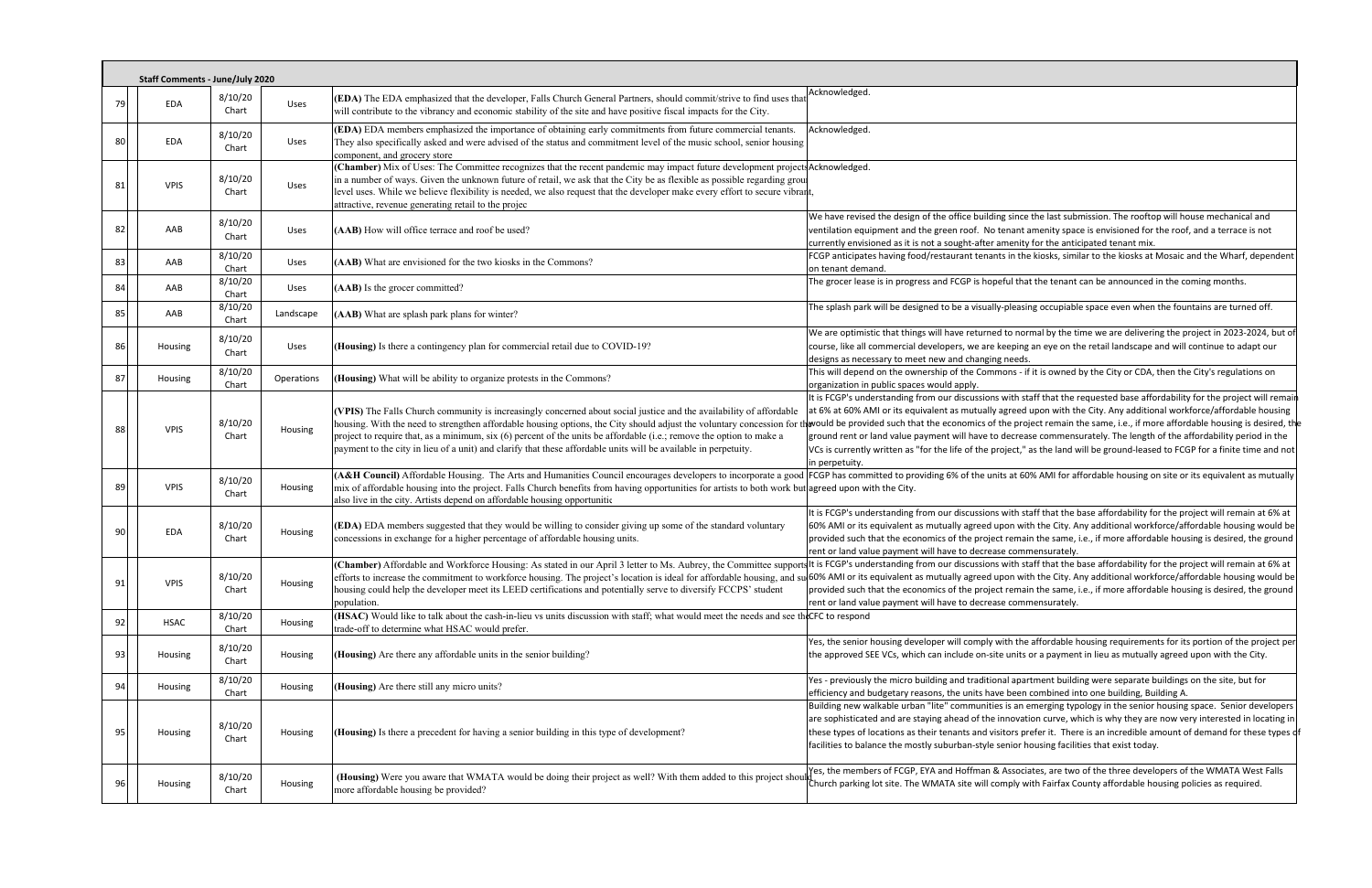| Staff Comments - June/July 2020 | | | | | |
|---|---|---|---|---|---|
| 79 | EDA | 8/10/20 Chart | Uses | **(EDA)** The EDA emphasized that the developer, Falls Church General Partners, should commit/strive to find uses that will contribute to the vibrancy and economic stability of the site and have positive fiscal impacts for the City. | Acknowledged. |
| 80 | EDA | 8/10/20 Chart | Uses | **(EDA)** EDA members emphasized the importance of obtaining early commitments from future commercial tenants. They also specifically asked and were advised of the status and commitment level of the music school, senior housing component, and grocery store | Acknowledged. |
| 81 | VPIS | 8/10/20 Chart | Uses | **(Chamber)** Mix of Uses: The Committee recognizes that the recent pandemic may impact future development projects in a number of ways. Given the unknown future of retail, we ask that the City be as flexible as possible regarding ground level uses. While we believe flexibility is needed, we also request that the developer make every effort to secure vibrant, attractive, revenue generating retail to the projec | Acknowledged. |
| 82 | AAB | 8/10/20 Chart | Uses | **(AAB)** How will office terrace and roof be used? | We have revised the design of the office building since the last submission. The rooftop will house mechanical and ventilation equipment and the green roof. No tenant amenity space is envisioned for the roof, and a terrace is not currently envisioned as it is not a sought-after amenity for the anticipated tenant mix. |
| 83 | AAB | 8/10/20 Chart | Uses | **(AAB)** What are envisioned for the two kiosks in the Commons? | FCGP anticipates having food/restaurant tenants in the kiosks, similar to the kiosks at Mosaic and the Wharf, dependent on tenant demand. |
| 84 | AAB | 8/10/20 Chart | Uses | **(AAB)** Is the grocer committed? | The grocer lease is in progress and FCGP is hopeful that the tenant can be announced in the coming months. |
| 85 | AAB | 8/10/20 Chart | Landscape | **(AAB)** What are splash park plans for winter? | The splash park will be designed to be a visually-pleasing occupiable space even when the fountains are turned off. |
| 86 | Housing | 8/10/20 Chart | Uses | **(Housing)** Is there a contingency plan for commercial retail due to COVID-19? | We are optimistic that things will have returned to normal by the time we are delivering the project in 2023-2024, but of course, like all commercial developers, we are keeping an eye on the retail landscape and will continue to adapt our designs as necessary to meet new and changing needs. |
| 87 | Housing | 8/10/20 Chart | Operations | **(Housing)** What will be ability to organize protests in the Commons? | This will depend on the ownership of the Commons - if it is owned by the City or CDA, then the City's regulations on organization in public spaces would apply. |
| 88 | VPIS | 8/10/20 Chart | Housing | **(VPIS)** The Falls Church community is increasingly concerned about social justice and the availability of affordable housing. With the need to strengthen affordable housing options, the City should adjust the voluntary concession for the project to require that, as a minimum, six (6) percent of the units be affordable (i.e.; remove the option to make a payment to the city in lieu of a unit) and clarify that these affordable units will be available in perpetuity. | It is FCGP's understanding from our discussions with staff that the requested base affordability for the project will remain at 6% at 60% AMI or its equivalent as mutually agreed upon with the City. Any additional workforce/affordable housing would be provided such that the economics of the project remain the same, i.e., if more affordable housing is desired, the ground rent or land value payment will have to decrease commensurately. The length of the affordability period in the VCs is currently written as "for the life of the project," as the land will be ground-leased to FCGP for a finite time and not in perpetuity. |
| 89 | VPIS | 8/10/20 Chart | Housing | **(A&H Council)** Affordable Housing. The Arts and Humanities Council encourages developers to incorporate a good mix of affordable housing into the project. Falls Church benefits from having opportunities for artists to both work but also live in the city. Artists depend on affordable housing opportunitic | FCGP has committed to providing 6% of the units at 60% AMI for affordable housing on site or its equivalent as mutually agreed upon with the City. |
| 90 | EDA | 8/10/20 Chart | Housing | **(EDA)** EDA members suggested that they would be willing to consider giving up some of the standard voluntary concessions in exchange for a higher percentage of affordable housing units. | It is FCGP's understanding from our discussions with staff that the base affordability for the project will remain at 6% at 60% AMI or its equivalent as mutually agreed upon with the City. Any additional workforce/affordable housing would be provided such that the economics of the project remain the same, i.e., if more affordable housing is desired, the ground rent or land value payment will have to decrease commensurately. |
| 91 | VPIS | 8/10/20 Chart | Housing | **(Chamber)** Affordable and Workforce Housing: As stated in our April 3 letter to Ms. Aubrey, the Committee supports efforts to increase the commitment to workforce housing. The project's location is ideal for affordable housing, and su housing could help the developer meet its LEED certifications and potentially serve to diversify FCCPS' student population. | It is FCGP's understanding from our discussions with staff that the base affordability for the project will remain at 6% at 60% AMI or its equivalent as mutually agreed upon with the City. Any additional workforce/affordable housing would be provided such that the economics of the project remain the same, i.e., if more affordable housing is desired, the ground rent or land value payment will have to decrease commensurately. |
| 92 | HSAC | 8/10/20 Chart | Housing | **(HSAC)** Would like to talk about the cash-in-lieu vs units discussion with staff; what would meet the needs and see the trade-off to determine what HSAC would prefer. | CFC to respond |
| 93 | Housing | 8/10/20 Chart | Housing | **(Housing)** Are there any affordable units in the senior building? | Yes, the senior housing developer will comply with the affordable housing requirements for its portion of the project per the approved SEE VCs, which can include on-site units or a payment in lieu as mutually agreed upon with the City. |
| 94 | Housing | 8/10/20 Chart | Housing | **(Housing)** Are there still any micro units? | Yes - previously the micro building and traditional apartment building were separate buildings on the site, but for efficiency and budgetary reasons, the units have been combined into one building, Building A. |
| 95 | Housing | 8/10/20 Chart | Housing | **(Housing)** Is there a precedent for having a senior building in this type of development? | Building new walkable urban "lite" communities is an emerging typology in the senior housing space. Senior developers are sophisticated and are staying ahead of the innovation curve, which is why they are now very interested in locating in these types of locations as their tenants and visitors prefer it. There is an incredible amount of demand for these types of facilities to balance the mostly suburban-style senior housing facilities that exist today. |
| 96 | Housing | 8/10/20 Chart | Housing | **(Housing)** Were you aware that WMATA would be doing their project as well? With them added to this project should more affordable housing be provided? | Yes, the members of FCGP, EYA and Hoffman & Associates, are two of the three developers of the WMATA West Falls Church parking lot site. The WMATA site will comply with Fairfax County affordable housing policies as required. |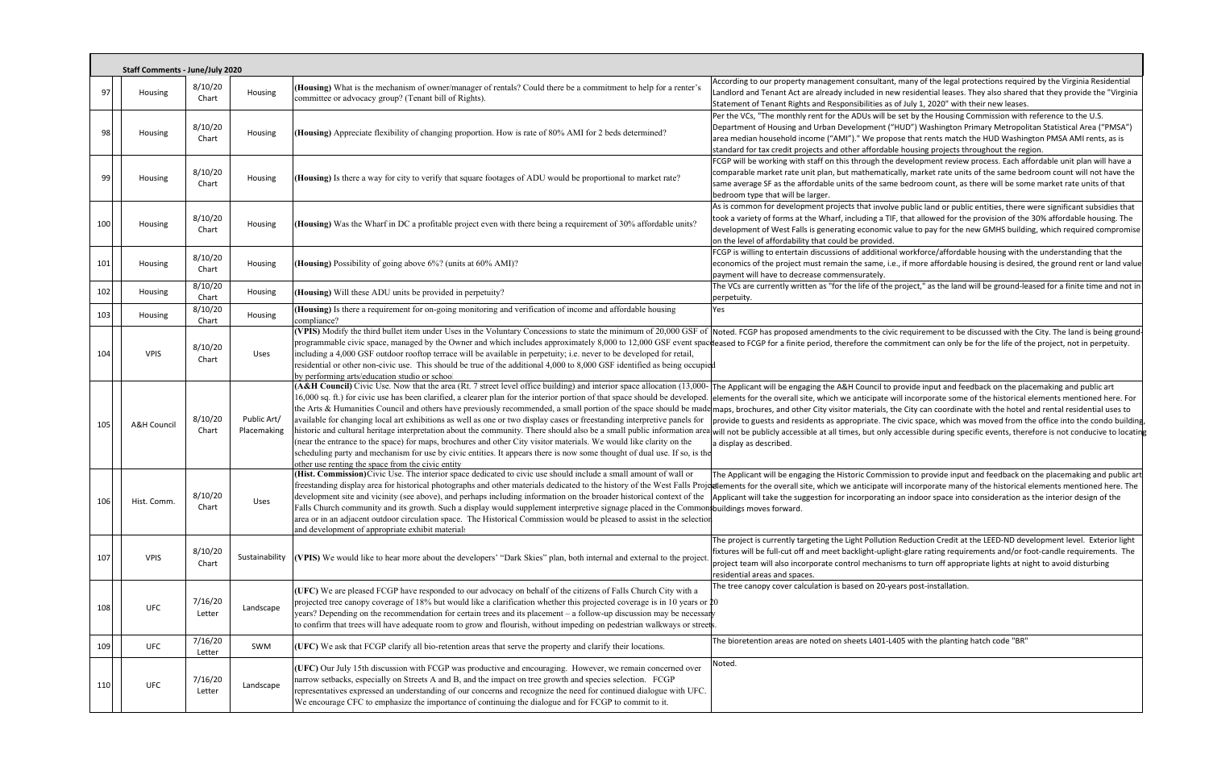**Staff Comments - June/July 2020**

| # | Commenter | Date/Source | Topic | Comment | Response |
|---|---|---|---|---|---|
| 97 | Housing | 8/10/20 Chart | Housing | **(Housing)** What is the mechanism of owner/manager of rentals? Could there be a commitment to help for a renter's committee or advocacy group? (Tenant bill of Rights). | According to our property management consultant, many of the legal protections required by the Virginia Residential Landlord and Tenant Act are already included in new residential leases. They also shared that they provide the "Virginia Statement of Tenant Rights and Responsibilities as of July 1, 2020" with their new leases. |
| 98 | Housing | 8/10/20 Chart | Housing | **(Housing)** Appreciate flexibility of changing proportion. How is rate of 80% AMI for 2 beds determined? | Per the VCs, "The monthly rent for the ADUs will be set by the Housing Commission with reference to the U.S. Department of Housing and Urban Development ("HUD") Washington Primary Metropolitan Statistical Area ("PMSA") area median household income ("AMI")." We propose that rents match the HUD Washington PMSA AMI rents, as is standard for tax credit projects and other affordable housing projects throughout the region. |
| 99 | Housing | 8/10/20 Chart | Housing | **(Housing)** Is there a way for city to verify that square footages of ADU would be proportional to market rate? | FCGP will be working with staff on this through the development review process. Each affordable unit plan will have a comparable market rate unit plan, but mathematically, market rate units of the same bedroom count will not have the same average SF as the affordable units of the same bedroom count, as there will be some market rate units of that bedroom type that will be larger. |
| 100 | Housing | 8/10/20 Chart | Housing | **(Housing)** Was the Wharf in DC a profitable project even with there being a requirement of 30% affordable units? | As is common for development projects that involve public land or public entities, there were significant subsidies that took a variety of forms at the Wharf, including a TIF, that allowed for the provision of the 30% affordable housing. The development of West Falls is generating economic value to pay for the new GMHS building, which required compromise on the level of affordability that could be provided. |
| 101 | Housing | 8/10/20 Chart | Housing | **(Housing)** Possibility of going above 6%? (units at 60% AMI)? | FCGP is willing to entertain discussions of additional workforce/affordable housing with the understanding that the economics of the project must remain the same, i.e., if more affordable housing is desired, the ground rent or land value payment will have to decrease commensurately. |
| 102 | Housing | 8/10/20 Chart | Housing | **(Housing)** Will these ADU units be provided in perpetuity? | The VCs are currently written as "for the life of the project," as the land will be ground-leased for a finite time and not in perpetuity. |
| 103 | Housing | 8/10/20 Chart | Housing | **(Housing)** Is there a requirement for on-going monitoring and verification of income and affordable housing compliance? | Yes |
| 104 | VPIS | 8/10/20 Chart | Uses | **(VPIS)** Modify the third bullet item under Uses in the Voluntary Concessions to state the minimum of 20,000 GSF of programmable civic space, managed by the Owner and which includes approximately 8,000 to 12,000 GSF event space including a 4,000 GSF outdoor rooftop terrace will be available in perpetuity; i.e. never to be developed for retail, residential or other non-civic use. This should be true of the additional 4,000 to 8,000 GSF identified as being occupied by performing arts/education studio or school | Noted. FCGP has proposed amendments to the civic requirement to be discussed with the City. The land is being ground-leased to FCGP for a finite period, therefore the commitment can only be for the life of the project, not in perpetuity. |
| 105 | A&H Council | 8/10/20 Chart | Public Art/ Placemaking | **(A&H Council)** Civic Use. Now that the area (Rt. 7 street level office building) and interior space allocation (13,000-16,000 sq. ft.) for civic use has been clarified, a clearer plan for the interior portion of that space should be developed. the Arts & Humanities Council and others have previously recommended, a small portion of the space should be made available for changing local art exhibitions as well as one or two display cases or freestanding interpretive panels for historic and cultural heritage interpretation about the community. There should also be a small public information area (near the entrance to the space) for maps, brochures and other City visitor materials. We would like clarity on the scheduling party and mechanism for use by civic entities. It appears there is now some thought of dual use. If so, is the other use renting the space from the civic entity | The Applicant will be engaging the A&H Council to provide input and feedback on the placemaking and public art elements for the overall site, which we anticipate will incorporate some of the historical elements mentioned here. For maps, brochures, and other City visitor materials, the City can coordinate with the hotel and rental residential uses to provide to guests and residents as appropriate. The civic space, which was moved from the office into the condo building, will not be publicly accessible at all times, but only accessible during specific events, therefore is not conducive to locating a display as described. |
| 106 | Hist. Comm. | 8/10/20 Chart | Uses | **(Hist. Commission)** Civic Use. The interior space dedicated to civic use should include a small amount of wall or freestanding display area for historical photographs and other materials dedicated to the history of the West Falls Project development site and vicinity (see above), and perhaps including information on the broader historical context of the Falls Church community and its growth. Such a display would supplement interpretive signage placed in the Commons area or in an adjacent outdoor circulation space. The Historical Commission would be pleased to assist in the selection and development of appropriate exhibit materials | The Applicant will be engaging the Historic Commission to provide input and feedback on the placemaking and public art elements for the overall site, which we anticipate will incorporate many of the historical elements mentioned here. The Applicant will take the suggestion for incorporating an indoor space into consideration as the interior design of the buildings moves forward. |
| 107 | VPIS | 8/10/20 Chart | Sustainability | **(VPIS)** We would like to hear more about the developers' "Dark Skies" plan, both internal and external to the project. | The project is currently targeting the Light Pollution Reduction Credit at the LEED-ND development level. Exterior light fixtures will be full-cut off and meet backlight-uplight-glare rating requirements and/or foot-candle requirements. The project team will also incorporate control mechanisms to turn off appropriate lights at night to avoid disturbing residential areas and spaces. |
| 108 | UFC | 7/16/20 Letter | Landscape | **(UFC)** We are pleased FCGP have responded to our advocacy on behalf of the citizens of Falls Church City with a projected tree canopy coverage of 18% but would like a clarification whether this projected coverage is in 10 years or 20 years? Depending on the recommendation for certain trees and its placement – a follow-up discussion may be necessary to confirm that trees will have adequate room to grow and flourish, without impeding on pedestrian walkways or streets. | The tree canopy cover calculation is based on 20-years post-installation. |
| 109 | UFC | 7/16/20 Letter | SWM | **(UFC)** We ask that FCGP clarify all bio-retention areas that serve the property and clarify their locations. | The bioretention areas are noted on sheets L401-L405 with the planting hatch code "BR" |
| 110 | UFC | 7/16/20 Letter | Landscape | **(UFC)** Our July 15th discussion with FCGP was productive and encouraging. However, we remain concerned over narrow setbacks, especially on Streets A and B, and the impact on tree growth and species selection. FCGP representatives expressed an understanding of our concerns and recognize the need for continued dialogue with UFC. We encourage CFC to emphasize the importance of continuing the dialogue and for FCGP to commit to it. | Noted. |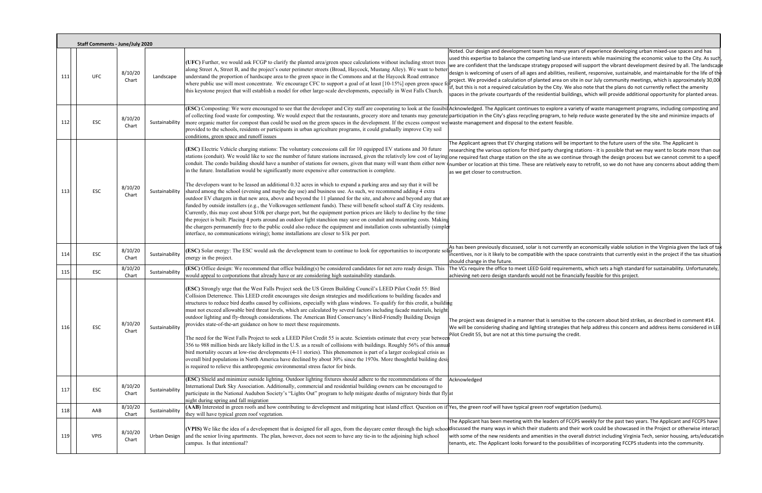| Staff Comments - June/July 2020 | | | | | |
|---|---|---|---|---|---|
| 111 | UFC | 8/10/20 Chart | Landscape | **(UFC)** Further, we would ask FCGP to clarify the planted area/green space calculations without including street trees along Street A, Street B, and the project's outer perimeter streets (Broad, Haycock, Mustang Alley). We want to better understand the proportion of hardscape area to the green space in the Commons and at the Haycock Road entrance where public use will most concentrate. We encourage CFC to support a goal of at least [10-15%] open green space for this keystone project that will establish a model for other large-scale developments, especially in West Falls Church. | Noted. Our design and development team has many years of experience developing urban mixed-use spaces and has used this expertise to balance the competing land-use interests while maximizing the economic value to the City. As such, we are confident that the landscape strategy proposed will support the vibrant development desired by all. The landscape design is welcoming of users of all ages and abilities, resilient, responsive, sustainable, and maintainable for the life of the project. We provided a calculation of planted area on site in our July community meetings, which is approximately 30,000 sf, but this is not a required calculation by the City. We also note that the plans do not currently reflect the amenity spaces in the private courtyards of the residential buildings, which will provide additional opportunity for planted areas. |
| 112 | ESC | 8/10/20 Chart | Sustainability | **(ESC)** Composting: We were encouraged to see that the developer and City staff are cooperating to look at the feasibility of collecting food waste for composting. We would expect that the restaurants, grocery store and tenants may generate more organic matter for compost than could be used on the green spaces in the development. If the excess compost were provided to the schools, residents or participants in urban agriculture programs, it could gradually improve City soil conditions, green space and runoff issues | Acknowledged. The Applicant continues to explore a variety of waste management programs, including composting and participation in the City's glass recycling program, to help reduce waste generated by the site and minimize impacts of waste management and disposal to the extent feasible. |
| 113 | ESC | 8/10/20 Chart | Sustainability | **(ESC)** Electric Vehicle charging stations: The voluntary concessions call for 10 equipped EV stations and 30 future stations (conduit). We would like to see the number of future stations increased, given the relatively low cost of laying conduit. The condo building should have a number of stations for owners, given that many will want them either now or in the future. Installation would be significantly more expensive after construction is complete.<br><br>The developers want to be leased an additional 0.32 acres in which to expand a parking area and say that it will be shared among the school (evening and maybe day use) and business use. As such, we recommend adding 4 extra outdoor EV chargers in that new area, above and beyond the 11 planned for the site, and above and beyond any that are funded by outside installers (e.g., the Volkswagen settlement funds). These will benefit school staff & City residents. Currently, this may cost about $10k per charge port, but the equipment portion prices are likely to decline by the time the project is built. Placing 4 ports around an outdoor light stanchion may save on conduit and mounting costs. Making the chargers permanently free to the public could also reduce the equipment and installation costs substantially (simpler interface, no communications wiring); home installations are closer to $1k per port. | The Applicant agrees that EV charging stations will be important to the future users of the site. The Applicant is researching the various options for third party charging stations - it is possible that we may want to locate more than our one required fast charge station on the site as we continue through the design process but we cannot commit to a specific number or location at this time. These are relatively easy to retrofit, so we do not have any concerns about adding them as we get closer to construction. |
| 114 | ESC | 8/10/20 Chart | Sustainability | **(ESC)** Solar energy: The ESC would ask the development team to continue to look for opportunities to incorporate solar energy in the project. | As has been previously discussed, solar is not currently an economically viable solution in the Virginia given the lack of tax incentives, nor is it likely to be compatible with the space constraints that currently exist in the project if the tax situation should change in the future. |
| 115 | ESC | 8/10/20 Chart | Sustainability | **(ESC)** Office design: We recommend that office building(s) be considered candidates for net zero ready design. This would appeal to corporations that already have or are considering high sustainability standards. | The VCs require the office to meet LEED Gold requirements, which sets a high standard for sustainability. Unfortunately, achieving net-zero design standards would not be financially feasible for this project. |
| 116 | ESC | 8/10/20 Chart | Sustainability | **(ESC)** Strongly urge that the West Falls Project seek the US Green Building Council's LEED Pilot Credit 55: Bird Collision Deterrence. This LEED credit encourages site design strategies and modifications to building facades and structures to reduce bird deaths caused by collisions, especially with glass windows. To qualify for this credit, a building must not exceed allowable bird threat levels, which are calculated by several factors including facade materials, height, outdoor lighting and fly-through considerations. The American Bird Conservancy's Bird-Friendly Building Design provides state-of-the-art guidance on how to meet these requirements.<br><br>The need for the West Falls Project to seek a LEED Pilot Credit 55 is acute. Scientists estimate that every year between 356 to 988 million birds are likely killed in the U.S. as a result of collisions with buildings. Roughly 56% of this annual bird mortality occurs at low-rise developments (4-11 stories). This phenomenon is part of a larger ecological crisis as overall bird populations in North America have declined by about 30% since the 1970s. More thoughtful building design is required to relieve this anthropogenic environmental stress factor for birds. | The project was designed in a manner that is sensitive to the concern about bird strikes, as described in comment #14. We will be considering shading and lighting strategies that help address this concern and address items considered in LEED Pilot Credit 55, but are not at this time pursuing the credit. |
| 117 | ESC | 8/10/20 Chart | Sustainability | **(ESC)** Shield and minimize outside lighting. Outdoor lighting fixtures should adhere to the recommendations of the International Dark Sky Association. Additionally, commercial and residential building owners can be encouraged to participate in the National Audubon Society's "Lights Out" program to help mitigate deaths of migratory birds that fly at night during spring and fall migration | Acknowledged |
| 118 | AAB | 8/10/20 Chart | Sustainability | **(AAB)** Interested in green roofs and how contributing to development and mitigating heat island effect. Question on if they will have typical green roof vegetation. | Yes, the green roof will have typical green roof vegetation (sedums). |
| 119 | VPIS | 8/10/20 Chart | Urban Design | **(VPIS)** We like the idea of a development that is designed for all ages, from the daycare center through the high school and the senior living apartments. The plan, however, does not seem to have any tie-in to the adjoining high school campus. Is that intentional? | The Applicant has been meeting with the leaders of FCCPS weekly for the past two years. The Applicant and FCCPS have discussed the many ways in which their students and their work could be showcased in the Project or otherwise interact with some of the new residents and amenities in the overall district including Virginia Tech, senior housing, arts/education tenants, etc. The Applicant looks forward to the possibilities of incorporating FCCPS students into the community. |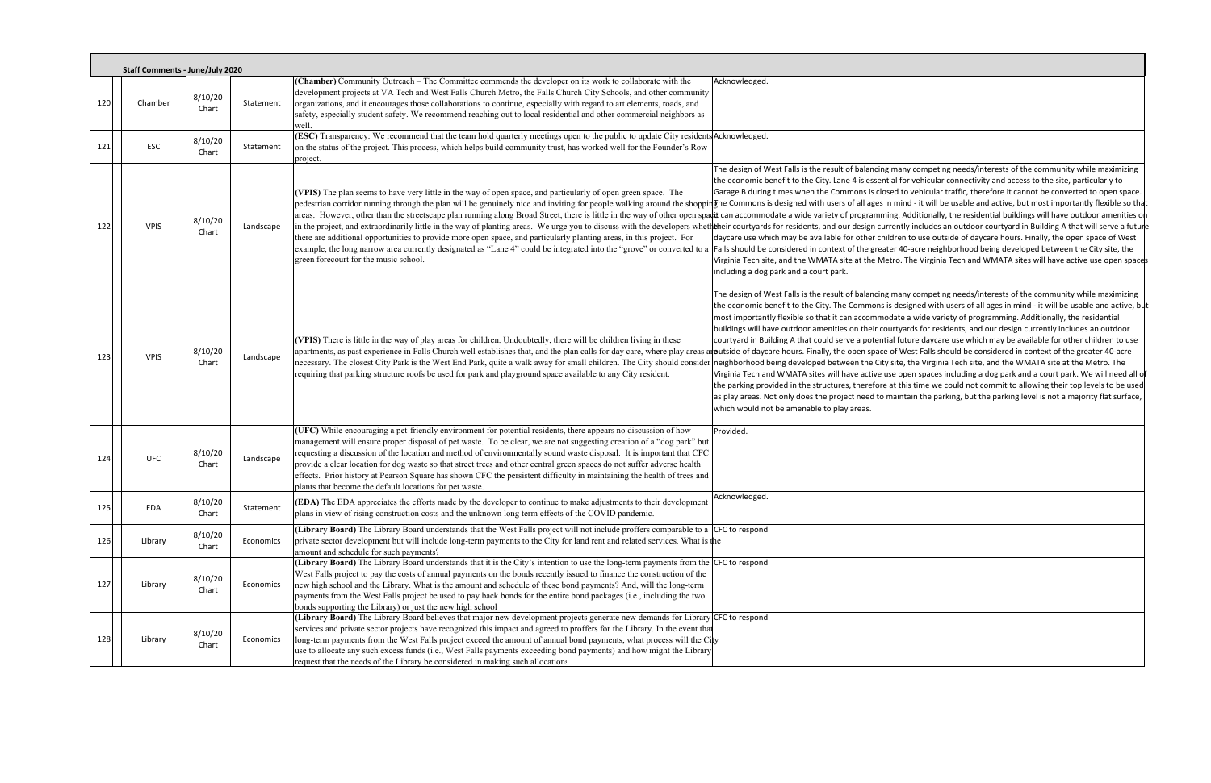| | Staff Comments - June/July 2020 | | | | |
|---|---|---|---|---|---|
| 120 | Chamber | 8/10/20 Chart | Statement | **(Chamber)** Community Outreach – The Committee commends the developer on its work to collaborate with the development projects at VA Tech and West Falls Church Metro, the Falls Church City Schools, and other community organizations, and it encourages those collaborations to continue, especially with regard to art elements, roads, and safety, especially student safety. We recommend reaching out to local residential and other commercial neighbors as well. | Acknowledged. |
| 121 | ESC | 8/10/20 Chart | Statement | **(ESC)** Transparency: We recommend that the team hold quarterly meetings open to the public to update City residents on the status of the project. This process, which helps build community trust, has worked well for the Founder's Row project. | Acknowledged. |
| 122 | VPIS | 8/10/20 Chart | Landscape | **(VPIS)** The plan seems to have very little in the way of open space, and particularly of open green space. The pedestrian corridor running through the plan will be genuinely nice and inviting for people walking around the shopping areas. However, other than the streetscape plan running along Broad Street, there is little in the way of other open space in the project, and extraordinarily little in the way of planting areas. We urge you to discuss with the developers whether there are additional opportunities to provide more open space, and particularly planting areas, in this project. For example, the long narrow area currently designated as "Lane 4" could be integrated into the "grove" or converted to a green forecourt for the music school. | The design of West Falls is the result of balancing many competing needs/interests of the community while maximizing the economic benefit to the City. Lane 4 is essential for vehicular connectivity and access to the site, particularly to Garage B during times when the Commons is closed to vehicular traffic, therefore it cannot be converted to open space. The Commons is designed with users of all ages in mind - it will be usable and active, but most importantly flexible so that it can accommodate a wide variety of programming. Additionally, the residential buildings will have outdoor amenities on their courtyards for residents, and our design currently includes an outdoor courtyard in Building A that will serve a future daycare use which may be available for other children to use outside of daycare hours. Finally, the open space of West Falls should be considered in context of the greater 40-acre neighborhood being developed between the City site, the Virginia Tech site, and the WMATA site at the Metro. The Virginia Tech and WMATA sites will have active use open spaces including a dog park and a court park. |
| 123 | VPIS | 8/10/20 Chart | Landscape | **(VPIS)** There is little in the way of play areas for children. Undoubtedly, there will be children living in these apartments, as past experience in Falls Church well establishes that, and the plan calls for day care, where play areas are necessary. The closest City Park is the West End Park, quite a walk away for small children. The City should consider requiring that parking structure roofs be used for park and playground space available to any City resident. | The design of West Falls is the result of balancing many competing needs/interests of the community while maximizing the economic benefit to the City. The Commons is designed with users of all ages in mind - it will be usable and active, but most importantly flexible so that it can accommodate a wide variety of programming. Additionally, the residential buildings will have outdoor amenities on their courtyards for residents, and our design currently includes an outdoor courtyard in Building A that could serve a potential future daycare use which may be available for other children to use outside of daycare hours. Finally, the open space of West Falls should be considered in context of the greater 40-acre neighborhood being developed between the City site, the Virginia Tech site, and the WMATA site at the Metro. The Virginia Tech and WMATA sites will have active use open spaces including a dog park and a court park. We will need all of the parking provided in the structures, therefore at this time we could not commit to allowing their top levels to be used as play areas. Not only does the project need to maintain the parking, but the parking level is not a majority flat surface, which would not be amenable to play areas. |
| 124 | UFC | 8/10/20 Chart | Landscape | **(UFC)** While encouraging a pet-friendly environment for potential residents, there appears no discussion of how management will ensure proper disposal of pet waste. To be clear, we are not suggesting creation of a "dog park" but requesting a discussion of the location and method of environmentally sound waste disposal. It is important that CFC provide a clear location for dog waste so that street trees and other central green spaces do not suffer adverse health effects. Prior history at Pearson Square has shown CFC the persistent difficulty in maintaining the health of trees and plants that become the default locations for pet waste. | Provided. |
| 125 | EDA | 8/10/20 Chart | Statement | **(EDA)** The EDA appreciates the efforts made by the developer to continue to make adjustments to their development plans in view of rising construction costs and the unknown long term effects of the COVID pandemic. | Acknowledged. |
| 126 | Library | 8/10/20 Chart | Economics | **(Library Board)** The Library Board understands that the West Falls project will not include proffers comparable to a private sector development but will include long-term payments to the City for land rent and related services. What is the amount and schedule for such payments? | CFC to respond |
| 127 | Library | 8/10/20 Chart | Economics | **(Library Board)** The Library Board understands that it is the City's intention to use the long-term payments from the West Falls project to pay the costs of annual payments on the bonds recently issued to finance the construction of the new high school and the Library. What is the amount and schedule of these bond payments? And, will the long-term payments from the West Falls project be used to pay back bonds for the entire bond packages (i.e., including the two bonds supporting the Library) or just the new high school | CFC to respond |
| 128 | Library | 8/10/20 Chart | Economics | **(Library Board)** The Library Board believes that major new development projects generate new demands for Library services and private sector projects have recognized this impact and agreed to proffers for the Library. In the event that long-term payments from the West Falls project exceed the amount of annual bond payments, what process will the City use to allocate any such excess funds (i.e., West Falls payments exceeding bond payments) and how might the Library request that the needs of the Library be considered in making such allocations | CFC to respond |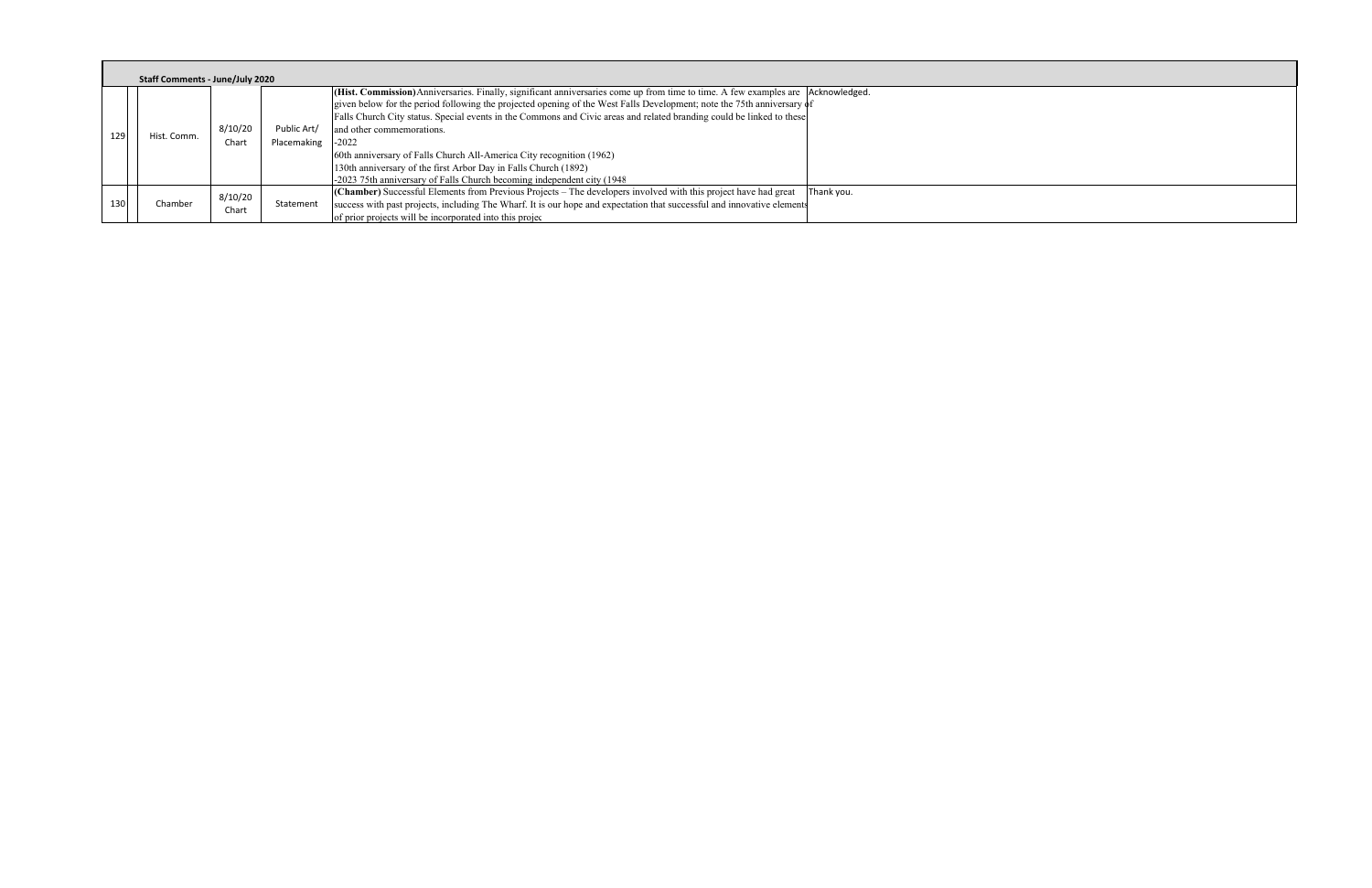| | | Staff Comments - June/July 2020 | | | | |
|---|---|---|---|---|---|---|
| 129 | | Hist. Comm. | 8/10/20 Chart | Public Art/ Placemaking | **(Hist. Commission)** Anniversaries. Finally, significant anniversaries come up from time to time. A few examples are given below for the period following the projected opening of the West Falls Development; note the 75th anniversary of Falls Church City status. Special events in the Commons and Civic areas and related branding could be linked to these and other commemorations.<br>-2022<br>60th anniversary of Falls Church All-America City recognition (1962)<br>130th anniversary of the first Arbor Day in Falls Church (1892)<br>-2023 75th anniversary of Falls Church becoming independent city (1948 | Acknowledged. |
| 130 | | Chamber | 8/10/20 Chart | Statement | **(Chamber)** Successful Elements from Previous Projects – The developers involved with this project have had great success with past projects, including The Wharf. It is our hope and expectation that successful and innovative elements of prior projects will be incorporated into this projec | Thank you. |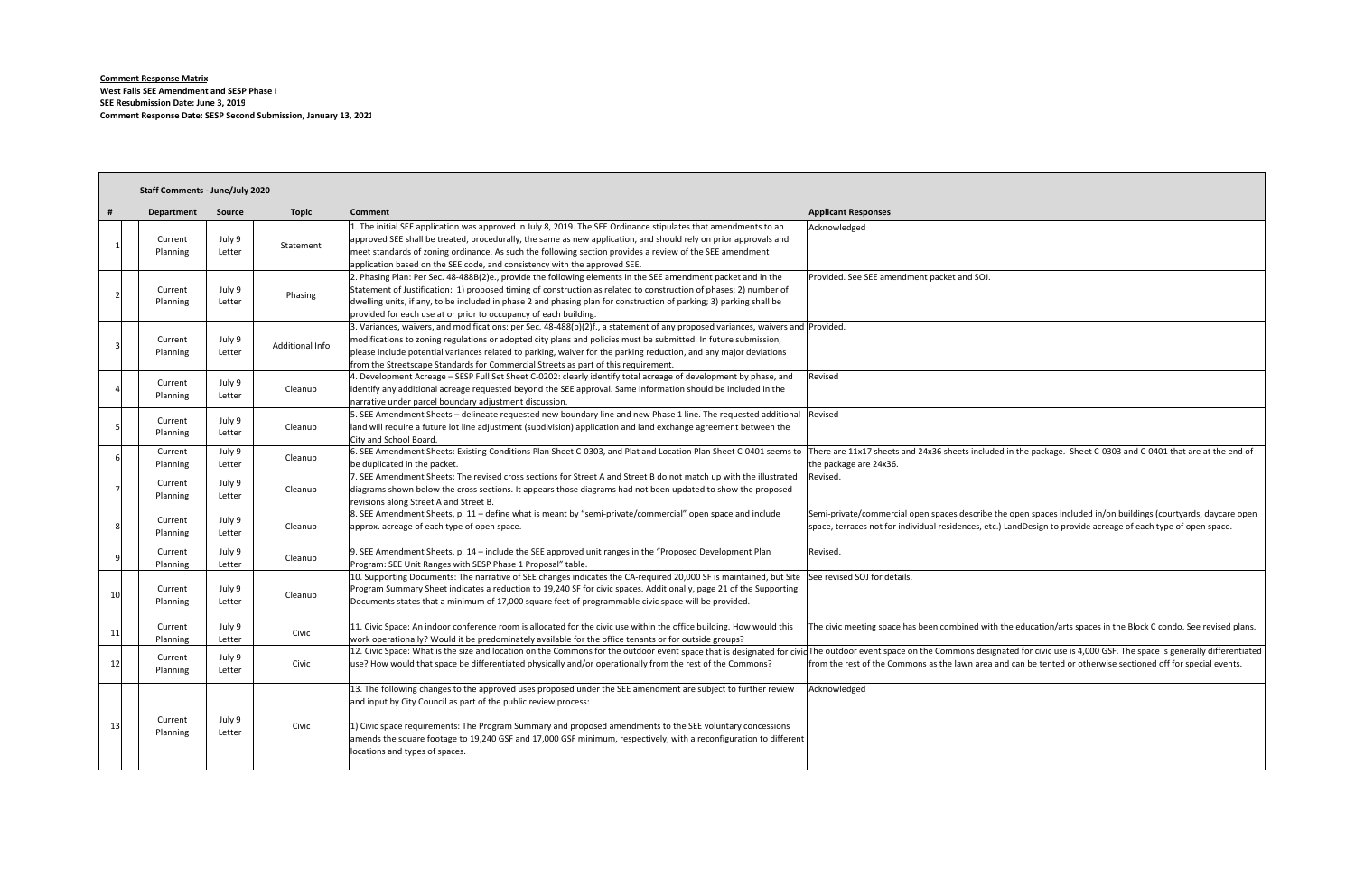**Comment Response Matrix**
**West Falls SEE Amendment and SESP Phase I**
**SEE Resubmission Date: June 3, 2019**
**Comment Response Date: SESP Second Submission, January 13, 2021**

**Staff Comments - June/July 2020**

| # | Department | Source | Topic | Comment | Applicant Responses |
|---|---|---|---|---|---|
| 1 | Current Planning | July 9 Letter | Statement | 1. The initial SEE application was approved in July 8, 2019. The SEE Ordinance stipulates that amendments to an approved SEE shall be treated, procedurally, the same as new application, and should rely on prior approvals and meet standards of zoning ordinance. As such the following section provides a review of the SEE amendment application based on the SEE code, and consistency with the approved SEE. | Acknowledged |
| 2 | Current Planning | July 9 Letter | Phasing | 2. Phasing Plan: Per Sec. 48-488B(2)e., provide the following elements in the SEE amendment packet and in the Statement of Justification: 1) proposed timing of construction as related to construction of phases; 2) number of dwelling units, if any, to be included in phase 2 and phasing plan for construction of parking; 3) parking shall be provided for each use at or prior to occupancy of each building. | Provided. See SEE amendment packet and SOJ. |
| 3 | Current Planning | July 9 Letter | Additional Info | 3. Variances, waivers, and modifications: per Sec. 48-488(b)(2)f., a statement of any proposed variances, waivers and modifications to zoning regulations or adopted city plans and policies must be submitted. In future submission, please include potential variances related to parking, waiver for the parking reduction, and any major deviations from the Streetscape Standards for Commercial Streets as part of this requirement. | Provided. |
| 4 | Current Planning | July 9 Letter | Cleanup | 4. Development Acreage – SESP Full Set Sheet C-0202: clearly identify total acreage of development by phase, and identify any additional acreage requested beyond the SEE approval. Same information should be included in the narrative under parcel boundary adjustment discussion. | Revised |
| 5 | Current Planning | July 9 Letter | Cleanup | 5. SEE Amendment Sheets – delineate requested new boundary line and new Phase 1 line. The requested additional land will require a future lot line adjustment (subdivision) application and land exchange agreement between the City and School Board. | Revised |
| 6 | Current Planning | July 9 Letter | Cleanup | 6. SEE Amendment Sheets: Existing Conditions Plan Sheet C-0303, and Plat and Location Plan Sheet C-0401 seems to be duplicated in the packet. | There are 11x17 sheets and 24x36 sheets included in the package. Sheet C-0303 and C-0401 that are at the end of the package are 24x36. |
| 7 | Current Planning | July 9 Letter | Cleanup | 7. SEE Amendment Sheets: The revised cross sections for Street A and Street B do not match up with the illustrated diagrams shown below the cross sections. It appears those diagrams had not been updated to show the proposed revisions along Street A and Street B. | Revised. |
| 8 | Current Planning | July 9 Letter | Cleanup | 8. SEE Amendment Sheets, p. 11 – define what is meant by "semi-private/commercial" open space and include approx. acreage of each type of open space. | Semi-private/commercial open spaces describe the open spaces included in/on buildings (courtyards, daycare open space, terraces not for individual residences, etc.) LandDesign to provide acreage of each type of open space. |
| 9 | Current Planning | July 9 Letter | Cleanup | 9. SEE Amendment Sheets, p. 14 – include the SEE approved unit ranges in the "Proposed Development Plan Program: SEE Unit Ranges with SESP Phase 1 Proposal" table. | Revised. |
| 10 | Current Planning | July 9 Letter | Cleanup | 10. Supporting Documents: The narrative of SEE changes indicates the CA-required 20,000 SF is maintained, but Site Program Summary Sheet indicates a reduction to 19,240 SF for civic spaces. Additionally, page 21 of the Supporting Documents states that a minimum of 17,000 square feet of programmable civic space will be provided. | See revised SOJ for details. |
| 11 | Current Planning | July 9 Letter | Civic | 11. Civic Space: An indoor conference room is allocated for the civic use within the office building. How would this work operationally? Would it be predominately available for the office tenants or for outside groups? | The civic meeting space has been combined with the education/arts spaces in the Block C condo. See revised plans. |
| 12 | Current Planning | July 9 Letter | Civic | 12. Civic Space: What is the size and location on the Commons for the outdoor event space that is designated for civic use? How would that space be differentiated physically and/or operationally from the rest of the Commons? | The outdoor event space on the Commons designated for civic use is 4,000 GSF. The space is generally differentiated from the rest of the Commons as the lawn area and can be tented or otherwise sectioned off for special events. |
| 13 | Current Planning | July 9 Letter | Civic | 13. The following changes to the approved uses proposed under the SEE amendment are subject to further review and input by City Council as part of the public review process:<br><br>1) Civic space requirements: The Program Summary and proposed amendments to the SEE voluntary concessions amends the square footage to 19,240 GSF and 17,000 GSF minimum, respectively, with a reconfiguration to different locations and types of spaces. | Acknowledged |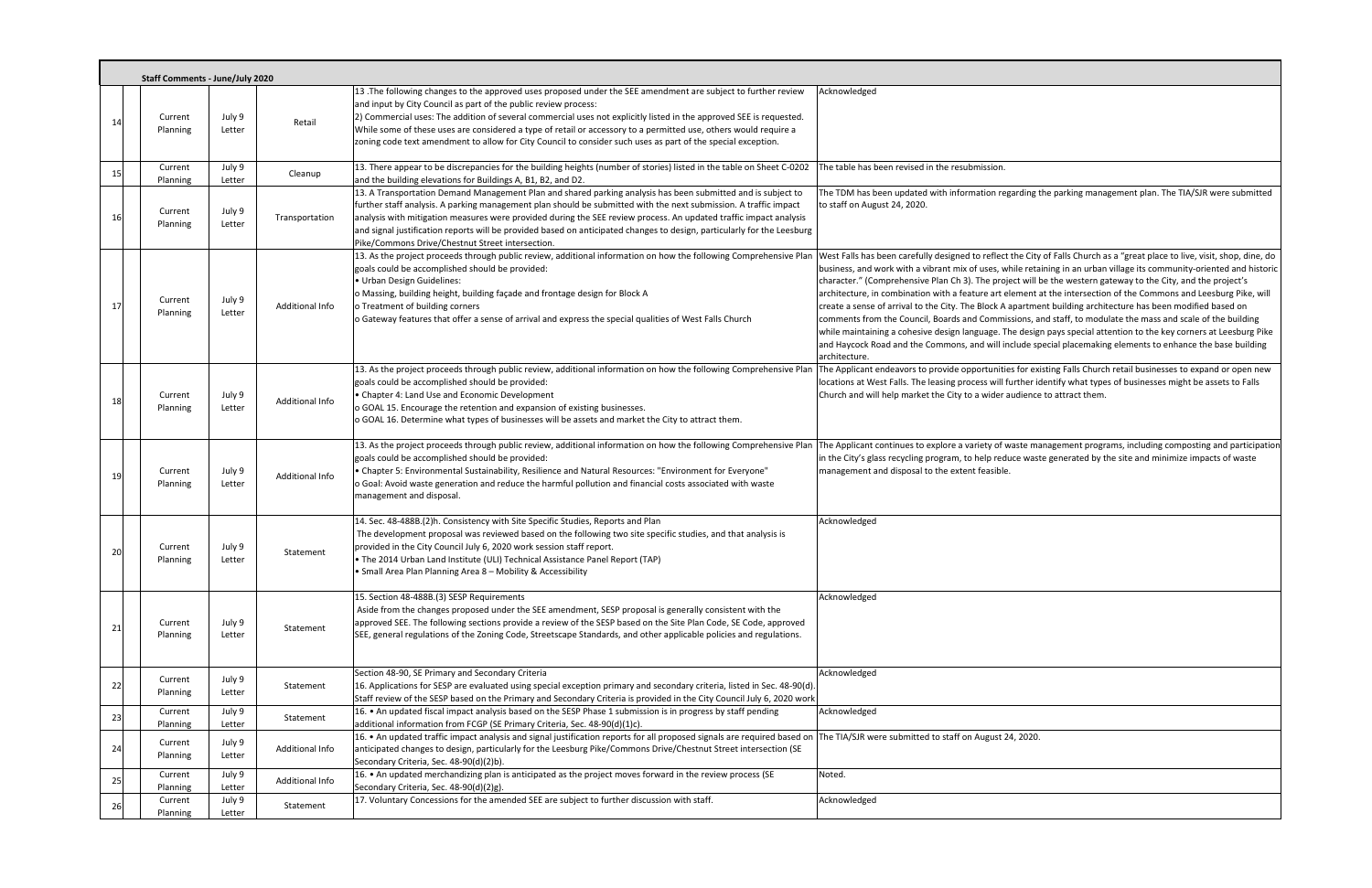**Staff Comments - June/July 2020**

| # | | | | Comment | Response |
|---|---|---|---|---|---|
| 14 | Current Planning | July 9 Letter | Retail | 13 .The following changes to the approved uses proposed under the SEE amendment are subject to further review and input by City Council as part of the public review process:<br>2) Commercial uses: The addition of several commercial uses not explicitly listed in the approved SEE is requested. While some of these uses are considered a type of retail or accessory to a permitted use, others would require a zoning code text amendment to allow for City Council to consider such uses as part of the special exception. | Acknowledged |
| 15 | Current Planning | July 9 Letter | Cleanup | 13. There appear to be discrepancies for the building heights (number of stories) listed in the table on Sheet C-0202 and the building elevations for Buildings A, B1, B2, and D2. | The table has been revised in the resubmission. |
| 16 | Current Planning | July 9 Letter | Transportation | 13. A Transportation Demand Management Plan and shared parking analysis has been submitted and is subject to further staff analysis. A parking management plan should be submitted with the next submission. A traffic impact analysis with mitigation measures were provided during the SEE review process. An updated traffic impact analysis and signal justification reports will be provided based on anticipated changes to design, particularly for the Leesburg Pike/Commons Drive/Chestnut Street intersection. | The TDM has been updated with information regarding the parking management plan. The TIA/SJR were submitted to staff on August 24, 2020. |
| 17 | Current Planning | July 9 Letter | Additional Info | 13. As the project proceeds through public review, additional information on how the following Comprehensive Plan goals could be accomplished should be provided:<br>• Urban Design Guidelines:<br>o Massing, building height, building façade and frontage design for Block A<br>o Treatment of building corners<br>o Gateway features that offer a sense of arrival and express the special qualities of West Falls Church | West Falls has been carefully designed to reflect the City of Falls Church as a "great place to live, visit, shop, dine, do business, and work with a vibrant mix of uses, while retaining in an urban village its community-oriented and historic character." (Comprehensive Plan Ch 3). The project will be the western gateway to the City, and the project's architecture, in combination with a feature art element at the intersection of the Commons and Leesburg Pike, will create a sense of arrival to the City. The Block A apartment building architecture has been modified based on comments from the Council, Boards and Commissions, and staff, to modulate the mass and scale of the building while maintaining a cohesive design language. The design pays special attention to the key corners at Leesburg Pike and Haycock Road and the Commons, and will include special placemaking elements to enhance the base building architecture. |
| 18 | Current Planning | July 9 Letter | Additional Info | 13. As the project proceeds through public review, additional information on how the following Comprehensive Plan goals could be accomplished should be provided:<br>• Chapter 4: Land Use and Economic Development<br>o GOAL 15. Encourage the retention and expansion of existing businesses.<br>o GOAL 16. Determine what types of businesses will be assets and market the City to attract them. | The Applicant endeavors to provide opportunities for existing Falls Church retail businesses to expand or open new locations at West Falls. The leasing process will further identify what types of businesses might be assets to Falls Church and will help market the City to a wider audience to attract them. |
| 19 | Current Planning | July 9 Letter | Additional Info | 13. As the project proceeds through public review, additional information on how the following Comprehensive Plan goals could be accomplished should be provided:<br>• Chapter 5: Environmental Sustainability, Resilience and Natural Resources: "Environment for Everyone"<br>o Goal: Avoid waste generation and reduce the harmful pollution and financial costs associated with waste management and disposal. | The Applicant continues to explore a variety of waste management programs, including composting and participation in the City's glass recycling program, to help reduce waste generated by the site and minimize impacts of waste management and disposal to the extent feasible. |
| 20 | Current Planning | July 9 Letter | Statement | 14. Sec. 48-488B.(2)h. Consistency with Site Specific Studies, Reports and Plan<br>The development proposal was reviewed based on the following two site specific studies, and that analysis is provided in the City Council July 6, 2020 work session staff report.<br>• The 2014 Urban Land Institute (ULI) Technical Assistance Panel Report (TAP)<br>• Small Area Plan Planning Area 8 – Mobility & Accessibility | Acknowledged |
| 21 | Current Planning | July 9 Letter | Statement | 15. Section 48-488B.(3) SESP Requirements<br>Aside from the changes proposed under the SEE amendment, SESP proposal is generally consistent with the approved SEE. The following sections provide a review of the SESP based on the Site Plan Code, SE Code, approved SEE, general regulations of the Zoning Code, Streetscape Standards, and other applicable policies and regulations. | Acknowledged |
| 22 | Current Planning | July 9 Letter | Statement | Section 48-90, SE Primary and Secondary Criteria<br>16. Applications for SESP are evaluated using special exception primary and secondary criteria, listed in Sec. 48-90(d). Staff review of the SESP based on the Primary and Secondary Criteria is provided in the City Council July 6, 2020 work | Acknowledged |
| 23 | Current Planning | July 9 Letter | Statement | 16. • An updated fiscal impact analysis based on the SESP Phase 1 submission is in progress by staff pending additional information from FCGP (SE Primary Criteria, Sec. 48-90(d)(1)c). | Acknowledged |
| 24 | Current Planning | July 9 Letter | Additional Info | 16. • An updated traffic impact analysis and signal justification reports for all proposed signals are required based on anticipated changes to design, particularly for the Leesburg Pike/Commons Drive/Chestnut Street intersection (SE Secondary Criteria, Sec. 48-90(d)(2)b). | The TIA/SJR were submitted to staff on August 24, 2020. |
| 25 | Current Planning | July 9 Letter | Additional Info | 16. • An updated merchandizing plan is anticipated as the project moves forward in the review process (SE Secondary Criteria, Sec. 48-90(d)(2)g). | Noted. |
| 26 | Current Planning | July 9 Letter | Statement | 17. Voluntary Concessions for the amended SEE are subject to further discussion with staff. | Acknowledged |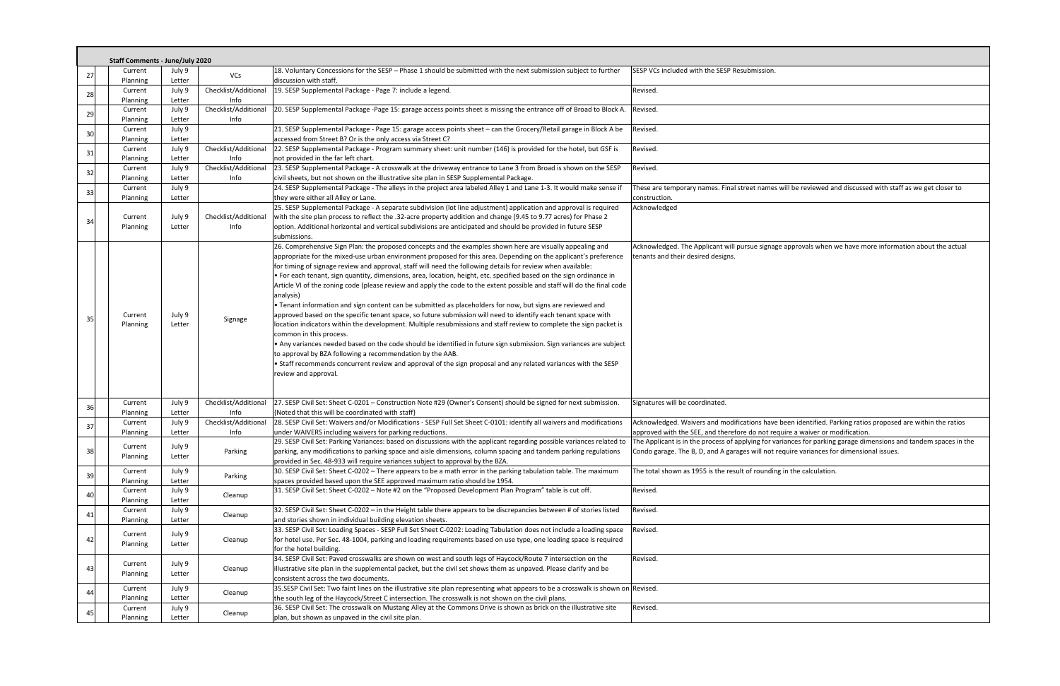**Staff Comments - June/July 2020**

| | | | | | |
|---|---|---|---|---|---|
| 27 | Current Planning | July 9 Letter | VCs | 18. Voluntary Concessions for the SESP – Phase 1 should be submitted with the next submission subject to further discussion with staff. | SESP VCs included with the SESP Resubmission. |
| 28 | Current Planning | July 9 Letter | Checklist/Additional Info | 19. SESP Supplemental Package - Page 7: include a legend. | Revised. |
| 29 | Current Planning | July 9 Letter | Checklist/Additional Info | 20. SESP Supplemental Package -Page 15: garage access points sheet is missing the entrance off of Broad to Block A. | Revised. |
| 30 | Current Planning | July 9 Letter | | 21. SESP Supplemental Package - Page 15: garage access points sheet – can the Grocery/Retail garage in Block A be accessed from Street B? Or is the only access via Street C? | Revised. |
| 31 | Current Planning | July 9 Letter | Checklist/Additional Info | 22. SESP Supplemental Package - Program summary sheet: unit number (146) is provided for the hotel, but GSF is not provided in the far left chart. | Revised. |
| 32 | Current Planning | July 9 Letter | Checklist/Additional Info | 23. SESP Supplemental Package - A crosswalk at the driveway entrance to Lane 3 from Broad is shown on the SESP civil sheets, but not shown on the illustrative site plan in SESP Supplemental Package. | Revised. |
| 33 | Current Planning | July 9 Letter | | 24. SESP Supplemental Package - The alleys in the project area labeled Alley 1 and Lane 1-3. It would make sense if they were either all Alley or Lane. | These are temporary names. Final street names will be reviewed and discussed with staff as we get closer to construction. |
| 34 | Current Planning | July 9 Letter | Checklist/Additional Info | 25. SESP Supplemental Package - A separate subdivision (lot line adjustment) application and approval is required with the site plan process to reflect the .32-acre property addition and change (9.45 to 9.77 acres) for Phase 2 option. Additional horizontal and vertical subdivisions are anticipated and should be provided in future SESP submissions. | Acknowledged |
| 35 | Current Planning | July 9 Letter | Signage | 26. Comprehensive Sign Plan: the proposed concepts and the examples shown here are visually appealing and appropriate for the mixed-use urban environment proposed for this area. Depending on the applicant's preference for timing of signage review and approval, staff will need the following details for review when available:<br>• For each tenant, sign quantity, dimensions, area, location, height, etc. specified based on the sign ordinance in Article VI of the zoning code (please review and apply the code to the extent possible and staff will do the final code analysis)<br>• Tenant information and sign content can be submitted as placeholders for now, but signs are reviewed and approved based on the specific tenant space, so future submission will need to identify each tenant space with location indicators within the development. Multiple resubmissions and staff review to complete the sign packet is common in this process.<br>• Any variances needed based on the code should be identified in future sign submission. Sign variances are subject to approval by BZA following a recommendation by the AAB.<br>• Staff recommends concurrent review and approval of the sign proposal and any related variances with the SESP review and approval. | Acknowledged. The Applicant will pursue signage approvals when we have more information about the actual tenants and their desired designs. |
| 36 | Current Planning | July 9 Letter | Checklist/Additional Info | 27. SESP Civil Set: Sheet C-0201 – Construction Note #29 (Owner's Consent) should be signed for next submission. (Noted that this will be coordinated with staff) | Signatures will be coordinated. |
| 37 | Current Planning | July 9 Letter | Checklist/Additional Info | 28. SESP Civil Set: Waivers and/or Modifications - SESP Full Set Sheet C-0101: identify all waivers and modifications under WAIVERS including waivers for parking reductions. | Acknowledged. Waivers and modifications have been identified. Parking ratios proposed are within the ratios approved with the SEE, and therefore do not require a waiver or modification. |
| 38 | Current Planning | July 9 Letter | Parking | 29. SESP Civil Set: Parking Variances: based on discussions with the applicant regarding possible variances related to parking, any modifications to parking space and aisle dimensions, column spacing and tandem parking regulations provided in Sec. 48-933 will require variances subject to approval by the BZA. | The Applicant is in the process of applying for variances for parking garage dimensions and tandem spaces in the Condo garage. The B, D, and A garages will not require variances for dimensional issues. |
| 39 | Current Planning | July 9 Letter | Parking | 30. SESP Civil Set: Sheet C-0202 – There appears to be a math error in the parking tabulation table. The maximum spaces provided based upon the SEE approved maximum ratio should be 1954. | The total shown as 1955 is the result of rounding in the calculation. |
| 40 | Current Planning | July 9 Letter | Cleanup | 31. SESP Civil Set: Sheet C-0202 – Note #2 on the "Proposed Development Plan Program" table is cut off. | Revised. |
| 41 | Current Planning | July 9 Letter | Cleanup | 32. SESP Civil Set: Sheet C-0202 – in the Height table there appears to be discrepancies between # of stories listed and stories shown in individual building elevation sheets. | Revised. |
| 42 | Current Planning | July 9 Letter | Cleanup | 33. SESP Civil Set: Loading Spaces - SESP Full Set Sheet C-0202: Loading Tabulation does not include a loading space for hotel use. Per Sec. 48-1004, parking and loading requirements based on use type, one loading space is required for the hotel building. | Revised. |
| 43 | Current Planning | July 9 Letter | Cleanup | 34. SESP Civil Set: Paved crosswalks are shown on west and south legs of Haycock/Route 7 intersection on the illustrative site plan in the supplemental packet, but the civil set shows them as unpaved. Please clarify and be consistent across the two documents. | Revised. |
| 44 | Current Planning | July 9 Letter | Cleanup | 35.SESP Civil Set: Two faint lines on the illustrative site plan representing what appears to be a crosswalk is shown on the south leg of the Haycock/Street C intersection. The crosswalk is not shown on the civil plans. | Revised. |
| 45 | Current Planning | July 9 Letter | Cleanup | 36. SESP Civil Set: The crosswalk on Mustang Alley at the Commons Drive is shown as brick on the illustrative site plan, but shown as unpaved in the civil site plan. | Revised. |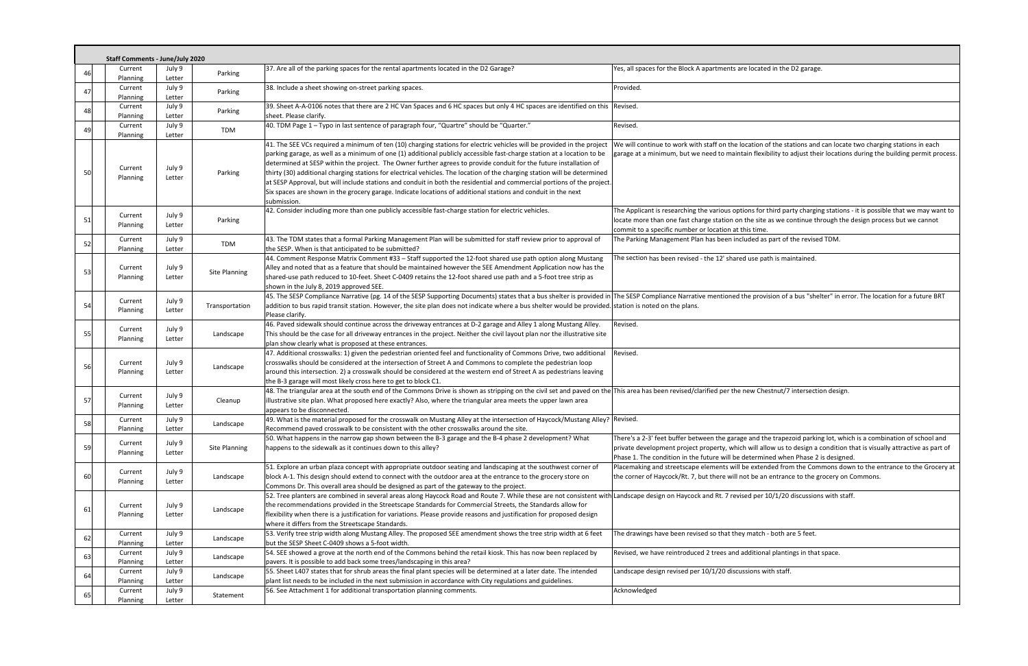**Staff Comments - June/July 2020**

| # | Department | Source | Category | Comment | Response |
|---|---|---|---|---|---|
| 46 | Current Planning | July 9 Letter | Parking | 37. Are all of the parking spaces for the rental apartments located in the D2 Garage? | Yes, all spaces for the Block A apartments are located in the D2 garage. |
| 47 | Current Planning | July 9 Letter | Parking | 38. Include a sheet showing on-street parking spaces. | Provided. |
| 48 | Current Planning | July 9 Letter | Parking | 39. Sheet A-A-0106 notes that there are 2 HC Van Spaces and 6 HC spaces but only 4 HC spaces are identified on this sheet. Please clarify. | Revised. |
| 49 | Current Planning | July 9 Letter | TDM | 40. TDM Page 1 – Typo in last sentence of paragraph four, "Quartre" should be "Quarter." | Revised. |
| 50 | Current Planning | July 9 Letter | Parking | 41. The SEE VCs required a minimum of ten (10) charging stations for electric vehicles will be provided in the project parking garage, as well as a minimum of one (1) additional publicly accessible fast-charge station at a location to be determined at SESP within the project. The Owner further agrees to provide conduit for the future installation of thirty (30) additional charging stations for electrical vehicles. The location of the charging station will be determined at SESP Approval, but will include stations and conduit in both the residential and commercial portions of the project. Six spaces are shown in the grocery garage. Indicate locations of additional stations and conduit in the next submission. | We will continue to work with staff on the location of the stations and can locate two charging stations in each garage at a minimum, but we need to maintain flexibility to adjust their locations during the building permit process. |
| 51 | Current Planning | July 9 Letter | Parking | 42. Consider including more than one publicly accessible fast-charge station for electric vehicles. | The Applicant is researching the various options for third party charging stations - it is possible that we may want to locate more than one fast charge station on the site as we continue through the design process but we cannot commit to a specific number or location at this time. |
| 52 | Current Planning | July 9 Letter | TDM | 43. The TDM states that a formal Parking Management Plan will be submitted for staff review prior to approval of the SESP. When is that anticipated to be submitted? | The Parking Management Plan has been included as part of the revised TDM. |
| 53 | Current Planning | July 9 Letter | Site Planning | 44. Comment Response Matrix Comment #33 – Staff supported the 12-foot shared use path option along Mustang Alley and noted that as a feature that should be maintained however the SEE Amendment Application now has the shared-use path reduced to 10-feet. Sheet C-0409 retains the 12-foot shared use path and a 5-foot tree strip as shown in the July 8, 2019 approved SEE. | The section has been revised - the 12' shared use path is maintained. |
| 54 | Current Planning | July 9 Letter | Transportation | 45. The SESP Compliance Narrative (pg. 14 of the SESP Supporting Documents) states that a bus shelter is provided in addition to bus rapid transit station. However, the site plan does not indicate where a bus shelter would be provided. Please clarify. | The SESP Compliance Narrative mentioned the provision of a bus "shelter" in error. The location for a future BRT station is noted on the plans. |
| 55 | Current Planning | July 9 Letter | Landscape | 46. Paved sidewalk should continue across the driveway entrances at D-2 garage and Alley 1 along Mustang Alley. This should be the case for all driveway entrances in the project. Neither the civil layout plan nor the illustrative site plan show clearly what is proposed at these entrances. | Revised. |
| 56 | Current Planning | July 9 Letter | Landscape | 47. Additional crosswalks: 1) given the pedestrian oriented feel and functionality of Commons Drive, two additional crosswalks should be considered at the intersection of Street A and Commons to complete the pedestrian loop around this intersection. 2) a crosswalk should be considered at the western end of Street A as pedestrians leaving the B-3 garage will most likely cross here to get to block C1. | Revised. |
| 57 | Current Planning | July 9 Letter | Cleanup | 48. The triangular area at the south end of the Commons Drive is shown as stripping on the civil set and paved on the illustrative site plan. What proposed here exactly? Also, where the triangular area meets the upper lawn area appears to be disconnected. | This area has been revised/clarified per the new Chestnut/7 intersection design. |
| 58 | Current Planning | July 9 Letter | Landscape | 49. What is the material proposed for the crosswalk on Mustang Alley at the intersection of Haycock/Mustang Alley? Recommend paved crosswalk to be consistent with the other crosswalks around the site. | Revised. |
| 59 | Current Planning | July 9 Letter | Site Planning | 50. What happens in the narrow gap shown between the B-3 garage and the B-4 phase 2 development? What happens to the sidewalk as it continues down to this alley? | There's a 2-3' feet buffer between the garage and the trapezoid parking lot, which is a combination of school and private development project property, which will allow us to design a condition that is visually attractive as part of Phase 1. The condition in the future will be determined when Phase 2 is designed. |
| 60 | Current Planning | July 9 Letter | Landscape | 51. Explore an urban plaza concept with appropriate outdoor seating and landscaping at the southwest corner of block A-1. This design should extend to connect with the outdoor area at the entrance to the grocery store on Commons Dr. This overall area should be designed as part of the gateway to the project. | Placemaking and streetscape elements will be extended from the Commons down to the entrance to the Grocery at the corner of Haycock/Rt. 7, but there will not be an entrance to the grocery on Commons. |
| 61 | Current Planning | July 9 Letter | Landscape | 52. Tree planters are combined in several areas along Haycock Road and Route 7. While these are not consistent with the recommendations provided in the Streetscape Standards for Commercial Streets, the Standards allow for flexibility when there is a justification for variations. Please provide reasons and justification for proposed design where it differs from the Streetscape Standards. | Landscape design on Haycock and Rt. 7 revised per 10/1/20 discussions with staff. |
| 62 | Current Planning | July 9 Letter | Landscape | 53. Verify tree strip width along Mustang Alley. The proposed SEE amendment shows the tree strip width at 6 feet but the SESP Sheet C-0409 shows a 5-foot width. | The drawings have been revised so that they match - both are 5 feet. |
| 63 | Current Planning | July 9 Letter | Landscape | 54. SEE showed a grove at the north end of the Commons behind the retail kiosk. This has now been replaced by pavers. It is possible to add back some trees/landscaping in this area? | Revised, we have reintroduced 2 trees and additional plantings in that space. |
| 64 | Current Planning | July 9 Letter | Landscape | 55. Sheet L407 states that for shrub areas the final plant species will be determined at a later date. The intended plant list needs to be included in the next submission in accordance with City regulations and guidelines. | Landscape design revised per 10/1/20 discussions with staff. |
| 65 | Current Planning | July 9 Letter | Statement | 56. See Attachment 1 for additional transportation planning comments. | Acknowledged |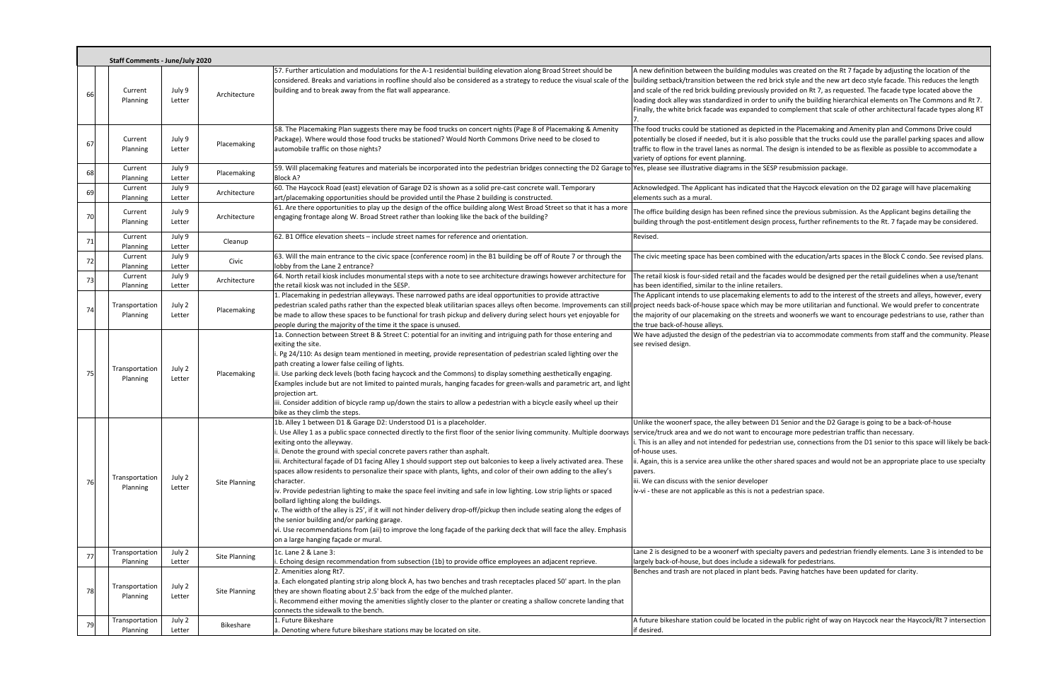**Staff Comments - June/July 2020**

| # | Department | Source | Category | Comment | Response |
|---|---|---|---|---|---|
| 66 | Current Planning | July 9 Letter | Architecture | 57. Further articulation and modulations for the A-1 residential building elevation along Broad Street should be considered. Breaks and variations in roofline should also be considered as a strategy to reduce the visual scale of the building and to break away from the flat wall appearance. | A new definition between the building modules was created on the Rt 7 façade by adjusting the location of the building setback/transition between the red brick style and the new art deco style facade. This reduces the length and scale of the red brick building previously provided on Rt 7, as requested. The facade type located above the loading dock alley was standardized in order to unify the building hierarchical elements on The Commons and Rt 7. Finally, the white brick facade was expanded to complement that scale of other architectural facade types along RT 7. |
| 67 | Current Planning | July 9 Letter | Placemaking | 58. The Placemaking Plan suggests there may be food trucks on concert nights (Page 8 of Placemaking & Amenity Package). Where would those food trucks be stationed? Would North Commons Drive need to be closed to automobile traffic on those nights? | The food trucks could be stationed as depicted in the Placemaking and Amenity plan and Commons Drive could potentially be closed if needed, but it is also possible that the trucks could use the parallel parking spaces and allow traffic to flow in the travel lanes as normal. The design is intended to be as flexible as possible to accommodate a variety of options for event planning. |
| 68 | Current Planning | July 9 Letter | Placemaking | 59. Will placemaking features and materials be incorporated into the pedestrian bridges connecting the D2 Garage to Block A? | Yes, please see illustrative diagrams in the SESP resubmission package. |
| 69 | Current Planning | July 9 Letter | Architecture | 60. The Haycock Road (east) elevation of Garage D2 is shown as a solid pre-cast concrete wall. Temporary art/placemaking opportunities should be provided until the Phase 2 building is constructed. | Acknowledged. The Applicant has indicated that the Haycock elevation on the D2 garage will have placemaking elements such as a mural. |
| 70 | Current Planning | July 9 Letter | Architecture | 61. Are there opportunities to play up the design of the office building along West Broad Street so that it has a more engaging frontage along W. Broad Street rather than looking like the back of the building? | The office building design has been refined since the previous submission. As the Applicant begins detailing the building through the post-entitlement design process, further refinements to the Rt. 7 façade may be considered. |
| 71 | Current Planning | July 9 Letter | Cleanup | 62. B1 Office elevation sheets – include street names for reference and orientation. | Revised. |
| 72 | Current Planning | July 9 Letter | Civic | 63. Will the main entrance to the civic space (conference room) in the B1 building be off of Route 7 or through the lobby from the Lane 2 entrance? | The civic meeting space has been combined with the education/arts spaces in the Block C condo. See revised plans. |
| 73 | Current Planning | July 9 Letter | Architecture | 64. North retail kiosk includes monumental steps with a note to see architecture drawings however architecture for the retail kiosk was not included in the SESP. | The retail kiosk is four-sided retail and the facades would be designed per the retail guidelines when a use/tenant has been identified, similar to the inline retailers. |
| 74 | Transportation Planning | July 2 Letter | Placemaking | 1. Placemaking in pedestrian alleyways. These narrowed paths are ideal opportunities to provide attractive pedestrian scaled paths rather than the expected bleak utilitarian spaces alleys often become. Improvements can still be made to allow these spaces to be functional for trash pickup and delivery during select hours yet enjoyable for people during the majority of the time it the space is unused. | The Applicant intends to use placemaking elements to add to the interest of the streets and alleys, however, every project needs back-of-house space which may be more utilitarian and functional. We would prefer to concentrate the majority of our placemaking on the streets and woonerfs we want to encourage pedestrians to use, rather than the true back-of-house alleys. |
| 75 | Transportation Planning | July 2 Letter | Placemaking | 1a. Connection between Street B & Street C: potential for an inviting and intriguing path for those entering and exiting the site.<br>i. Pg 24/110: As design team mentioned in meeting, provide representation of pedestrian scaled lighting over the path creating a lower false ceiling of lights.<br>ii. Use parking deck levels (both facing haycock and the Commons) to display something aesthetically engaging. Examples include but are not limited to painted murals, hanging facades for green-walls and parametric art, and light projection art.<br>iii. Consider addition of bicycle ramp up/down the stairs to allow a pedestrian with a bicycle easily wheel up their bike as they climb the steps. | We have adjusted the design of the pedestrian via to accommodate comments from staff and the community. Please see revised design. |
| 76 | Transportation Planning | July 2 Letter | Site Planning | 1b. Alley 1 between D1 & Garage D2: Understood D1 is a placeholder.<br>i. Use Alley 1 as a public space connected directly to the first floor of the senior living community. Multiple doorways exiting onto the alleyway.<br>ii. Denote the ground with special concrete pavers rather than asphalt.<br>iii. Architectural façade of D1 facing Alley 1 should support step out balconies to keep a lively activated area. These spaces allow residents to personalize their space with plants, lights, and color of their own adding to the alley's character.<br>iv. Provide pedestrian lighting to make the space feel inviting and safe in low lighting. Low strip lights or spaced bollard lighting along the buildings.<br>v. The width of the alley is 25', if it will not hinder delivery drop-off/pickup then include seating along the edges of the senior building and/or parking garage.<br>vi. Use recommendations from (aii) to improve the long façade of the parking deck that will face the alley. Emphasis on a large hanging façade or mural. | Unlike the woonerf space, the alley between D1 Senior and the D2 Garage is going to be a back-of-house service/truck area and we do not want to encourage more pedestrian traffic than necessary.<br>i. This is an alley and not intended for pedestrian use, connections from the D1 senior to this space will likely be back-of-house uses.<br>ii. Again, this is a service area unlike the other shared spaces and would not be an appropriate place to use specialty pavers.<br>iii. We can discuss with the senior developer<br>iv-vi - these are not applicable as this is not a pedestrian space. |
| 77 | Transportation Planning | July 2 Letter | Site Planning | 1c. Lane 2 & Lane 3:<br>i. Echoing design recommendation from subsection (1b) to provide office employees an adjacent reprieve. | Lane 2 is designed to be a woonerf with specialty pavers and pedestrian friendly elements. Lane 3 is intended to be largely back-of-house, but does include a sidewalk for pedestrians. |
| 78 | Transportation Planning | July 2 Letter | Site Planning | 2. Amenities along Rt7.<br>a. Each elongated planting strip along block A, has two benches and trash receptacles placed 50' apart. In the plan they are shown floating about 2.5' back from the edge of the mulched planter.<br>i. Recommend either moving the amenities slightly closer to the planter or creating a shallow concrete landing that connects the sidewalk to the bench. | Benches and trash are not placed in plant beds. Paving hatches have been updated for clarity. |
| 79 | Transportation Planning | July 2 Letter | Bikeshare | 1. Future Bikeshare<br>a. Denoting where future bikeshare stations may be located on site. | A future bikeshare station could be located in the public right of way on Haycock near the Haycock/Rt 7 intersection if desired. |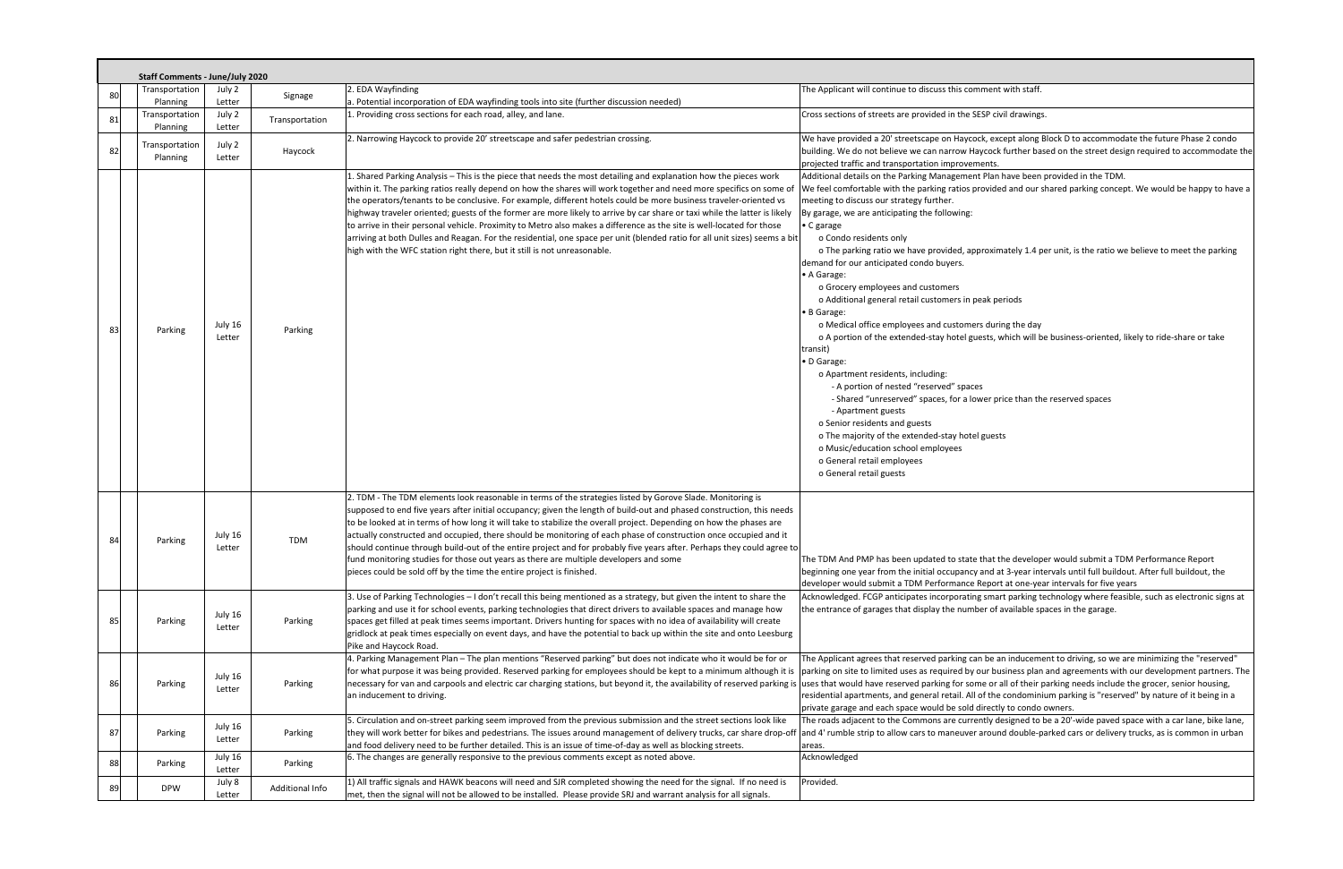**Staff Comments - June/July 2020**

| # | Department | Date | Topic | Comment | Response |
|---|---|---|---|---|---|
| 80 | Transportation Planning | July 2 Letter | Signage | 2. EDA Wayfinding<br>a. Potential incorporation of EDA wayfinding tools into site (further discussion needed) | The Applicant will continue to discuss this comment with staff. |
| 81 | Transportation Planning | July 2 Letter | Transportation | 1. Providing cross sections for each road, alley, and lane. | Cross sections of streets are provided in the SESP civil drawings. |
| 82 | Transportation Planning | July 2 Letter | Haycock | 2. Narrowing Haycock to provide 20' streetscape and safer pedestrian crossing. | We have provided a 20' streetscape on Haycock, except along Block D to accommodate the future Phase 2 condo building. We do not believe we can narrow Haycock further based on the street design required to accommodate the projected traffic and transportation improvements. |
| 83 | Parking | July 16 Letter | Parking | 1. Shared Parking Analysis – This is the piece that needs the most detailing and explanation how the pieces work within it. The parking ratios really depend on how the shares will work together and need more specifics on some of the operators/tenants to be conclusive. For example, different hotels could be more business traveler-oriented vs highway traveler oriented; guests of the former are more likely to arrive by car share or taxi while the latter is likely to arrive in their personal vehicle. Proximity to Metro also makes a difference as the site is well-located for those arriving at both Dulles and Reagan. For the residential, one space per unit (blended ratio for all unit sizes) seems a bit high with the WFC station right there, but it still is not unreasonable. | Additional details on the Parking Management Plan have been provided in the TDM.<br>We feel comfortable with the parking ratios provided and our shared parking concept. We would be happy to have a meeting to discuss our strategy further.<br>By garage, we are anticipating the following:<br>• C garage<br>o Condo residents only<br>o The parking ratio we have provided, approximately 1.4 per unit, is the ratio we believe to meet the parking demand for our anticipated condo buyers.<br>• A Garage:<br>o Grocery employees and customers<br>o Additional general retail customers in peak periods<br>• B Garage:<br>o Medical office employees and customers during the day<br>o A portion of the extended-stay hotel guests, which will be business-oriented, likely to ride-share or take transit)<br>• D Garage:<br>o Apartment residents, including:<br>- A portion of nested "reserved" spaces<br>- Shared "unreserved" spaces, for a lower price than the reserved spaces<br>- Apartment guests<br>o Senior residents and guests<br>o The majority of the extended-stay hotel guests<br>o Music/education school employees<br>o General retail employees<br>o General retail guests |
| 84 | Parking | July 16 Letter | TDM | 2. TDM - The TDM elements look reasonable in terms of the strategies listed by Gorove Slade. Monitoring is supposed to end five years after initial occupancy; given the length of build-out and phased construction, this needs to be looked at in terms of how long it will take to stabilize the overall project. Depending on how the phases are actually constructed and occupied, there should be monitoring of each phase of construction once occupied and it should continue through build-out of the entire project and for probably five years after. Perhaps they could agree to fund monitoring studies for those out years as there are multiple developers and some pieces could be sold off by the time the entire project is finished. | The TDM And PMP has been updated to state that the developer would submit a TDM Performance Report beginning one year from the initial occupancy and at 3-year intervals until full buildout. After full buildout, the developer would submit a TDM Performance Report at one-year intervals for five years |
| 85 | Parking | July 16 Letter | Parking | 3. Use of Parking Technologies – I don't recall this being mentioned as a strategy, but given the intent to share the parking and use it for school events, parking technologies that direct drivers to available spaces and manage how spaces get filled at peak times seems important. Drivers hunting for spaces with no idea of availability will create gridlock at peak times especially on event days, and have the potential to back up within the site and onto Leesburg Pike and Haycock Road. | Acknowledged. FCGP anticipates incorporating smart parking technology where feasible, such as electronic signs at the entrance of garages that display the number of available spaces in the garage. |
| 86 | Parking | July 16 Letter | Parking | 4. Parking Management Plan – The plan mentions "Reserved parking" but does not indicate who it would be for or for what purpose it was being provided. Reserved parking for employees should be kept to a minimum although it is necessary for van and carpools and electric car charging stations, but beyond it, the availability of reserved parking is an inducement to driving. | The Applicant agrees that reserved parking can be an inducement to driving, so we are minimizing the "reserved" parking on site to limited uses as required by our business plan and agreements with our development partners. The uses that would have reserved parking for some or all of their parking needs include the grocer, senior housing, residential apartments, and general retail. All of the condominium parking is "reserved" by nature of it being in a private garage and each space would be sold directly to condo owners. |
| 87 | Parking | July 16 Letter | Parking | 5. Circulation and on-street parking seem improved from the previous submission and the street sections look like they will work better for bikes and pedestrians. The issues around management of delivery trucks, car share drop-off and food delivery need to be further detailed. This is an issue of time-of-day as well as blocking streets. | The roads adjacent to the Commons are currently designed to be a 20'-wide paved space with a car lane, bike lane, and 4' rumble strip to allow cars to maneuver around double-parked cars or delivery trucks, as is common in urban areas. |
| 88 | Parking | July 16 Letter | Parking | 6. The changes are generally responsive to the previous comments except as noted above. | Acknowledged |
| 89 | DPW | July 8 Letter | Additional Info | 1) All traffic signals and HAWK beacons will need and SJR completed showing the need for the signal. If no need is met, then the signal will not be allowed to be installed. Please provide SRJ and warrant analysis for all signals. | Provided. |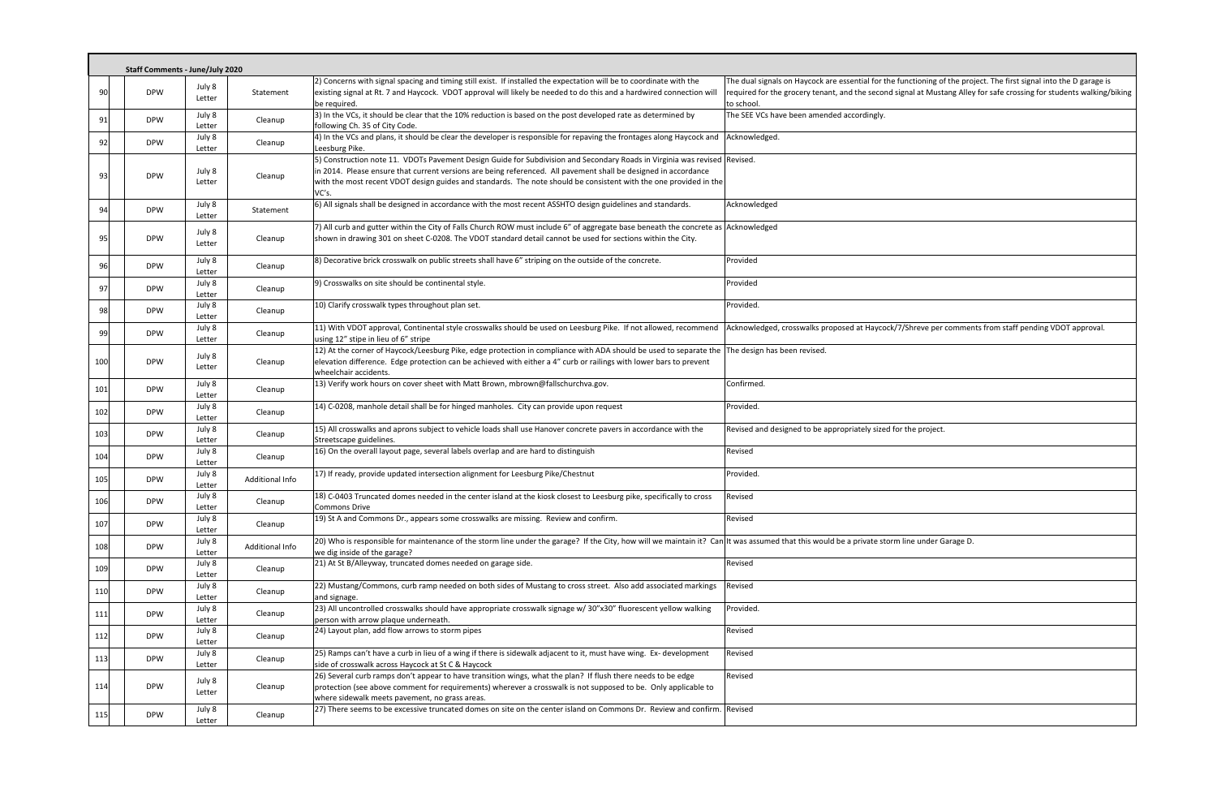| | | Staff Comments - June/July 2020 | | | |
|---|---|---|---|---|---|
| 90 | DPW | July 8 Letter | Statement | 2) Concerns with signal spacing and timing still exist. If installed the expectation will be to coordinate with the existing signal at Rt. 7 and Haycock. VDOT approval will likely be needed to do this and a hardwired connection will be required. | The dual signals on Haycock are essential for the functioning of the project. The first signal into the D garage is required for the grocery tenant, and the second signal at Mustang Alley for safe crossing for students walking/biking to school. |
| 91 | DPW | July 8 Letter | Cleanup | 3) In the VCs, it should be clear that the 10% reduction is based on the post developed rate as determined by following Ch. 35 of City Code. | The SEE VCs have been amended accordingly. |
| 92 | DPW | July 8 Letter | Cleanup | 4) In the VCs and plans, it should be clear the developer is responsible for repaving the frontages along Haycock and Leesburg Pike. | Acknowledged. |
| 93 | DPW | July 8 Letter | Cleanup | 5) Construction note 11. VDOTs Pavement Design Guide for Subdivision and Secondary Roads in Virginia was revised in 2014. Please ensure that current versions are being referenced. All pavement shall be designed in accordance with the most recent VDOT design guides and standards. The note should be consistent with the one provided in the VC's. | Revised. |
| 94 | DPW | July 8 Letter | Statement | 6) All signals shall be designed in accordance with the most recent ASSHTO design guidelines and standards. | Acknowledged |
| 95 | DPW | July 8 Letter | Cleanup | 7) All curb and gutter within the City of Falls Church ROW must include 6" of aggregate base beneath the concrete as shown in drawing 301 on sheet C-0208. The VDOT standard detail cannot be used for sections within the City. | Acknowledged |
| 96 | DPW | July 8 Letter | Cleanup | 8) Decorative brick crosswalk on public streets shall have 6" striping on the outside of the concrete. | Provided |
| 97 | DPW | July 8 Letter | Cleanup | 9) Crosswalks on site should be continental style. | Provided |
| 98 | DPW | July 8 Letter | Cleanup | 10) Clarify crosswalk types throughout plan set. | Provided. |
| 99 | DPW | July 8 Letter | Cleanup | 11) With VDOT approval, Continental style crosswalks should be used on Leesburg Pike. If not allowed, recommend using 12" stipe in lieu of 6" stripe | Acknowledged, crosswalks proposed at Haycock/7/Shreve per comments from staff pending VDOT approval. |
| 100 | DPW | July 8 Letter | Cleanup | 12) At the corner of Haycock/Leesburg Pike, edge protection in compliance with ADA should be used to separate the elevation difference. Edge protection can be achieved with either a 4" curb or railings with lower bars to prevent wheelchair accidents. | The design has been revised. |
| 101 | DPW | July 8 Letter | Cleanup | 13) Verify work hours on cover sheet with Matt Brown, mbrown@fallschurchva.gov. | Confirmed. |
| 102 | DPW | July 8 Letter | Cleanup | 14) C-0208, manhole detail shall be for hinged manholes. City can provide upon request | Provided. |
| 103 | DPW | July 8 Letter | Cleanup | 15) All crosswalks and aprons subject to vehicle loads shall use Hanover concrete pavers in accordance with the Streetscape guidelines. | Revised and designed to be appropriately sized for the project. |
| 104 | DPW | July 8 Letter | Cleanup | 16) On the overall layout page, several labels overlap and are hard to distinguish | Revised |
| 105 | DPW | July 8 Letter | Additional Info | 17) If ready, provide updated intersection alignment for Leesburg Pike/Chestnut | Provided. |
| 106 | DPW | July 8 Letter | Cleanup | 18) C-0403 Truncated domes needed in the center island at the kiosk closest to Leesburg pike, specifically to cross Commons Drive | Revised |
| 107 | DPW | July 8 Letter | Cleanup | 19) St A and Commons Dr., appears some crosswalks are missing. Review and confirm. | Revised |
| 108 | DPW | July 8 Letter | Additional Info | 20) Who is responsible for maintenance of the storm line under the garage? If the City, how will we maintain it? Can we dig inside of the garage? | It was assumed that this would be a private storm line under Garage D. |
| 109 | DPW | July 8 Letter | Cleanup | 21) At St B/Alleyway, truncated domes needed on garage side. | Revised |
| 110 | DPW | July 8 Letter | Cleanup | 22) Mustang/Commons, curb ramp needed on both sides of Mustang to cross street. Also add associated markings and signage. | Revised |
| 111 | DPW | July 8 Letter | Cleanup | 23) All uncontrolled crosswalks should have appropriate crosswalk signage w/ 30"x30" fluorescent yellow walking person with arrow plaque underneath. | Provided. |
| 112 | DPW | July 8 Letter | Cleanup | 24) Layout plan, add flow arrows to storm pipes | Revised |
| 113 | DPW | July 8 Letter | Cleanup | 25) Ramps can't have a curb in lieu of a wing if there is sidewalk adjacent to it, must have wing. Ex- development side of crosswalk across Haycock at St C & Haycock | Revised |
| 114 | DPW | July 8 Letter | Cleanup | 26) Several curb ramps don't appear to have transition wings, what the plan? If flush there needs to be edge protection (see above comment for requirements) wherever a crosswalk is not supposed to be. Only applicable to where sidewalk meets pavement, no grass areas. | Revised |
| 115 | DPW | July 8 Letter | Cleanup | 27) There seems to be excessive truncated domes on site on the center island on Commons Dr. Review and confirm. | Revised |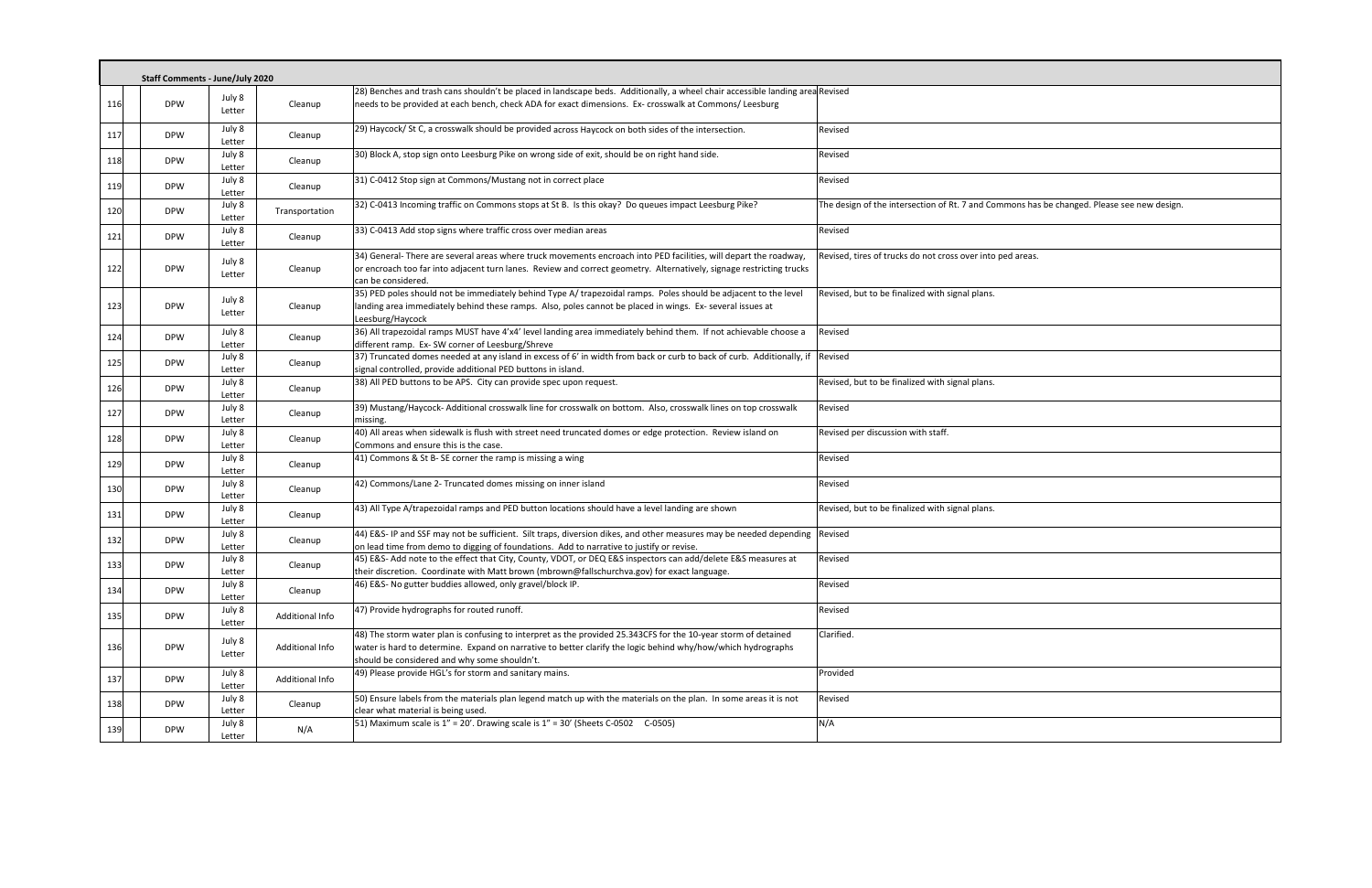| | Staff Comments - June/July 2020 | | | | |
|---|---|---|---|---|---|
| 116 | DPW | July 8 Letter | Cleanup | 28) Benches and trash cans shouldn't be placed in landscape beds. Additionally, a wheel chair accessible landing area needs to be provided at each bench, check ADA for exact dimensions. Ex- crosswalk at Commons/ Leesburg | Revised |
| 117 | DPW | July 8 Letter | Cleanup | 29) Haycock/ St C, a crosswalk should be provided across Haycock on both sides of the intersection. | Revised |
| 118 | DPW | July 8 Letter | Cleanup | 30) Block A, stop sign onto Leesburg Pike on wrong side of exit, should be on right hand side. | Revised |
| 119 | DPW | July 8 Letter | Cleanup | 31) C-0412 Stop sign at Commons/Mustang not in correct place | Revised |
| 120 | DPW | July 8 Letter | Transportation | 32) C-0413 Incoming traffic on Commons stops at St B. Is this okay? Do queues impact Leesburg Pike? | The design of the intersection of Rt. 7 and Commons has be changed. Please see new design. |
| 121 | DPW | July 8 Letter | Cleanup | 33) C-0413 Add stop signs where traffic cross over median areas | Revised |
| 122 | DPW | July 8 Letter | Cleanup | 34) General- There are several areas where truck movements encroach into PED facilities, will depart the roadway, or encroach too far into adjacent turn lanes. Review and correct geometry. Alternatively, signage restricting trucks can be considered. | Revised, tires of trucks do not cross over into ped areas. |
| 123 | DPW | July 8 Letter | Cleanup | 35) PED poles should not be immediately behind Type A/ trapezoidal ramps. Poles should be adjacent to the level landing area immediately behind these ramps. Also, poles cannot be placed in wings. Ex- several issues at Leesburg/Haycock | Revised, but to be finalized with signal plans. |
| 124 | DPW | July 8 Letter | Cleanup | 36) All trapezoidal ramps MUST have 4'x4' level landing area immediately behind them. If not achievable choose a different ramp. Ex- SW corner of Leesburg/Shreve | Revised |
| 125 | DPW | July 8 Letter | Cleanup | 37) Truncated domes needed at any island in excess of 6' in width from back or curb to back of curb. Additionally, if signal controlled, provide additional PED buttons in island. | Revised |
| 126 | DPW | July 8 Letter | Cleanup | 38) All PED buttons to be APS. City can provide spec upon request. | Revised, but to be finalized with signal plans. |
| 127 | DPW | July 8 Letter | Cleanup | 39) Mustang/Haycock- Additional crosswalk line for crosswalk on bottom. Also, crosswalk lines on top crosswalk missing. | Revised |
| 128 | DPW | July 8 Letter | Cleanup | 40) All areas when sidewalk is flush with street need truncated domes or edge protection. Review island on Commons and ensure this is the case. | Revised per discussion with staff. |
| 129 | DPW | July 8 Letter | Cleanup | 41) Commons & St B- SE corner the ramp is missing a wing | Revised |
| 130 | DPW | July 8 Letter | Cleanup | 42) Commons/Lane 2- Truncated domes missing on inner island | Revised |
| 131 | DPW | July 8 Letter | Cleanup | 43) All Type A/trapezoidal ramps and PED button locations should have a level landing are shown | Revised, but to be finalized with signal plans. |
| 132 | DPW | July 8 Letter | Cleanup | 44) E&S- IP and SSF may not be sufficient. Silt traps, diversion dikes, and other measures may be needed depending on lead time from demo to digging of foundations. Add to narrative to justify or revise. | Revised |
| 133 | DPW | July 8 Letter | Cleanup | 45) E&S- Add note to the effect that City, County, VDOT, or DEQ E&S inspectors can add/delete E&S measures at their discretion. Coordinate with Matt brown (mbrown@fallschurchva.gov) for exact language. | Revised |
| 134 | DPW | July 8 Letter | Cleanup | 46) E&S- No gutter buddies allowed, only gravel/block IP. | Revised |
| 135 | DPW | July 8 Letter | Additional Info | 47) Provide hydrographs for routed runoff. | Revised |
| 136 | DPW | July 8 Letter | Additional Info | 48) The storm water plan is confusing to interpret as the provided 25.343CFS for the 10-year storm of detained water is hard to determine. Expand on narrative to better clarify the logic behind why/how/which hydrographs should be considered and why some shouldn't. | Clarified. |
| 137 | DPW | July 8 Letter | Additional Info | 49) Please provide HGL's for storm and sanitary mains. | Provided |
| 138 | DPW | July 8 Letter | Cleanup | 50) Ensure labels from the materials plan legend match up with the materials on the plan. In some areas it is not clear what material is being used. | Revised |
| 139 | DPW | July 8 Letter | N/A | 51) Maximum scale is 1" = 20'. Drawing scale is 1" = 30' (Sheets C-0502 C-0505) | N/A |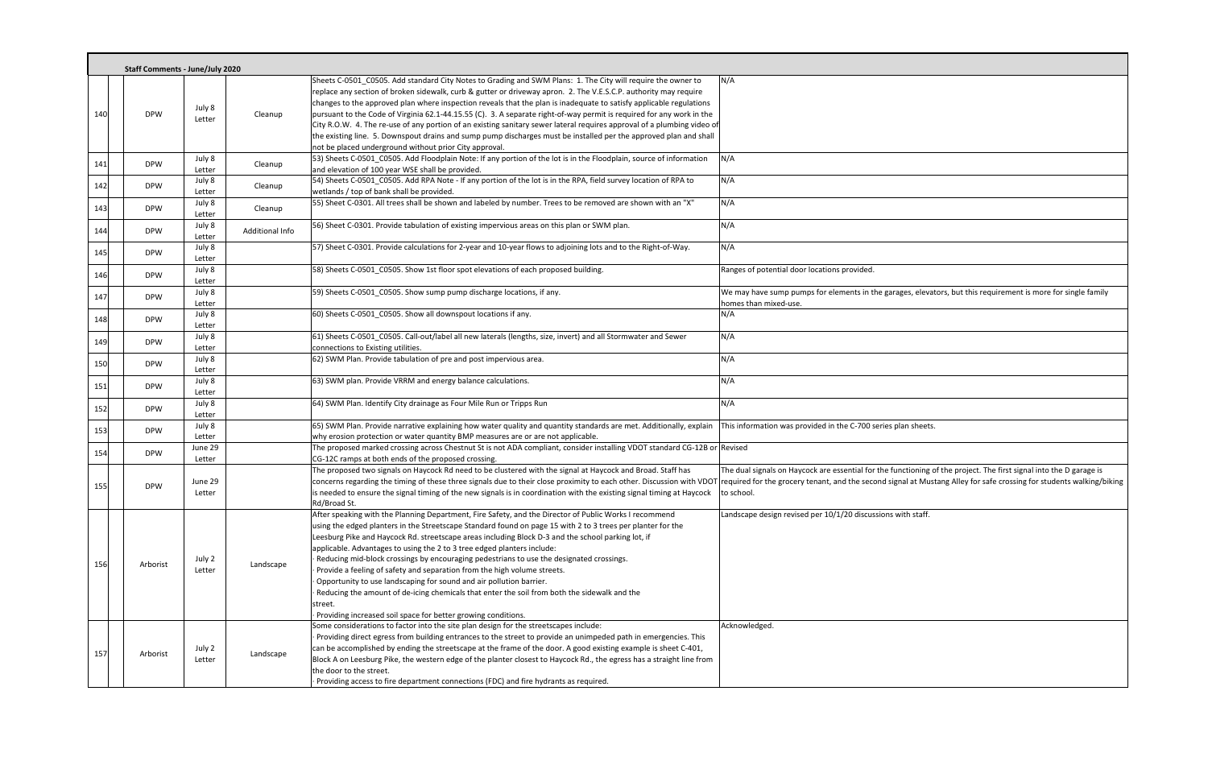**Staff Comments - June/July 2020**

| | | | | | |
|---|---|---|---|---|---|
| 140 | DPW | July 8 Letter | Cleanup | Sheets C-0501_C0505. Add standard City Notes to Grading and SWM Plans: 1. The City will require the owner to replace any section of broken sidewalk, curb & gutter or driveway apron. 2. The V.E.S.C.P. authority may require changes to the approved plan where inspection reveals that the plan is inadequate to satisfy applicable regulations pursuant to the Code of Virginia 62.1-44.15.55 (C). 3. A separate right-of-way permit is required for any work in the City R.O.W. 4. The re-use of any portion of an existing sanitary sewer lateral requires approval of a plumbing video of the existing line. 5. Downspout drains and sump pump discharges must be installed per the approved plan and shall not be placed underground without prior City approval. | N/A |
| 141 | DPW | July 8 Letter | Cleanup | 53) Sheets C-0501_C0505. Add Floodplain Note: If any portion of the lot is in the Floodplain, source of information and elevation of 100 year WSE shall be provided. | N/A |
| 142 | DPW | July 8 Letter | Cleanup | 54) Sheets C-0501_C0505. Add RPA Note - If any portion of the lot is in the RPA, field survey location of RPA to wetlands / top of bank shall be provided. | N/A |
| 143 | DPW | July 8 Letter | Cleanup | 55) Sheet C-0301. All trees shall be shown and labeled by number. Trees to be removed are shown with an "X" | N/A |
| 144 | DPW | July 8 Letter | Additional Info | 56) Sheet C-0301. Provide tabulation of existing impervious areas on this plan or SWM plan. | N/A |
| 145 | DPW | July 8 Letter | | 57) Sheet C-0301. Provide calculations for 2-year and 10-year flows to adjoining lots and to the Right-of-Way. | N/A |
| 146 | DPW | July 8 Letter | | 58) Sheets C-0501_C0505. Show 1st floor spot elevations of each proposed building. | Ranges of potential door locations provided. |
| 147 | DPW | July 8 Letter | | 59) Sheets C-0501_C0505. Show sump pump discharge locations, if any. | We may have sump pumps for elements in the garages, elevators, but this requirement is more for single family homes than mixed-use. |
| 148 | DPW | July 8 Letter | | 60) Sheets C-0501_C0505. Show all downspout locations if any. | N/A |
| 149 | DPW | July 8 Letter | | 61) Sheets C-0501_C0505. Call-out/label all new laterals (lengths, size, invert) and all Stormwater and Sewer connections to Existing utilities. | N/A |
| 150 | DPW | July 8 Letter | | 62) SWM Plan. Provide tabulation of pre and post impervious area. | N/A |
| 151 | DPW | July 8 Letter | | 63) SWM plan. Provide VRRM and energy balance calculations. | N/A |
| 152 | DPW | July 8 Letter | | 64) SWM Plan. Identify City drainage as Four Mile Run or Tripps Run | N/A |
| 153 | DPW | July 8 Letter | | 65) SWM Plan. Provide narrative explaining how water quality and quantity standards are met. Additionally, explain why erosion protection or water quantity BMP measures are or are not applicable. | This information was provided in the C-700 series plan sheets. |
| 154 | DPW | June 29 Letter | | The proposed marked crossing across Chestnut St is not ADA compliant, consider installing VDOT standard CG-12B or CG-12C ramps at both ends of the proposed crossing. | Revised |
| 155 | DPW | June 29 Letter | | The proposed two signals on Haycock Rd need to be clustered with the signal at Haycock and Broad. Staff has concerns regarding the timing of these three signals due to their close proximity to each other. Discussion with VDOT is needed to ensure the signal timing of the new signals is in coordination with the existing signal timing at Haycock Rd/Broad St. | The dual signals on Haycock are essential for the functioning of the project. The first signal into the D garage is required for the grocery tenant, and the second signal at Mustang Alley for safe crossing for students walking/biking to school. |
| 156 | Arborist | July 2 Letter | Landscape | After speaking with the Planning Department, Fire Safety, and the Director of Public Works I recommend using the edged planters in the Streetscape Standard found on page 15 with 2 to 3 trees per planter for the Leesburg Pike and Haycock Rd. streetscape areas including Block D-3 and the school parking lot, if applicable. Advantages to using the 2 to 3 tree edged planters include:<br>· Reducing mid-block crossings by encouraging pedestrians to use the designated crossings.<br>· Provide a feeling of safety and separation from the high volume streets.<br>· Opportunity to use landscaping for sound and air pollution barrier.<br>· Reducing the amount of de-icing chemicals that enter the soil from both the sidewalk and the street.<br>· Providing increased soil space for better growing conditions. | Landscape design revised per 10/1/20 discussions with staff. |
| 157 | Arborist | July 2 Letter | Landscape | Some considerations to factor into the site plan design for the streetscapes include:<br>· Providing direct egress from building entrances to the street to provide an unimpeded path in emergencies. This can be accomplished by ending the streetscape at the frame of the door. A good existing example is sheet C-401, Block A on Leesburg Pike, the western edge of the planter closest to Haycock Rd., the egress has a straight line from the door to the street.<br>· Providing access to fire department connections (FDC) and fire hydrants as required. | Acknowledged. |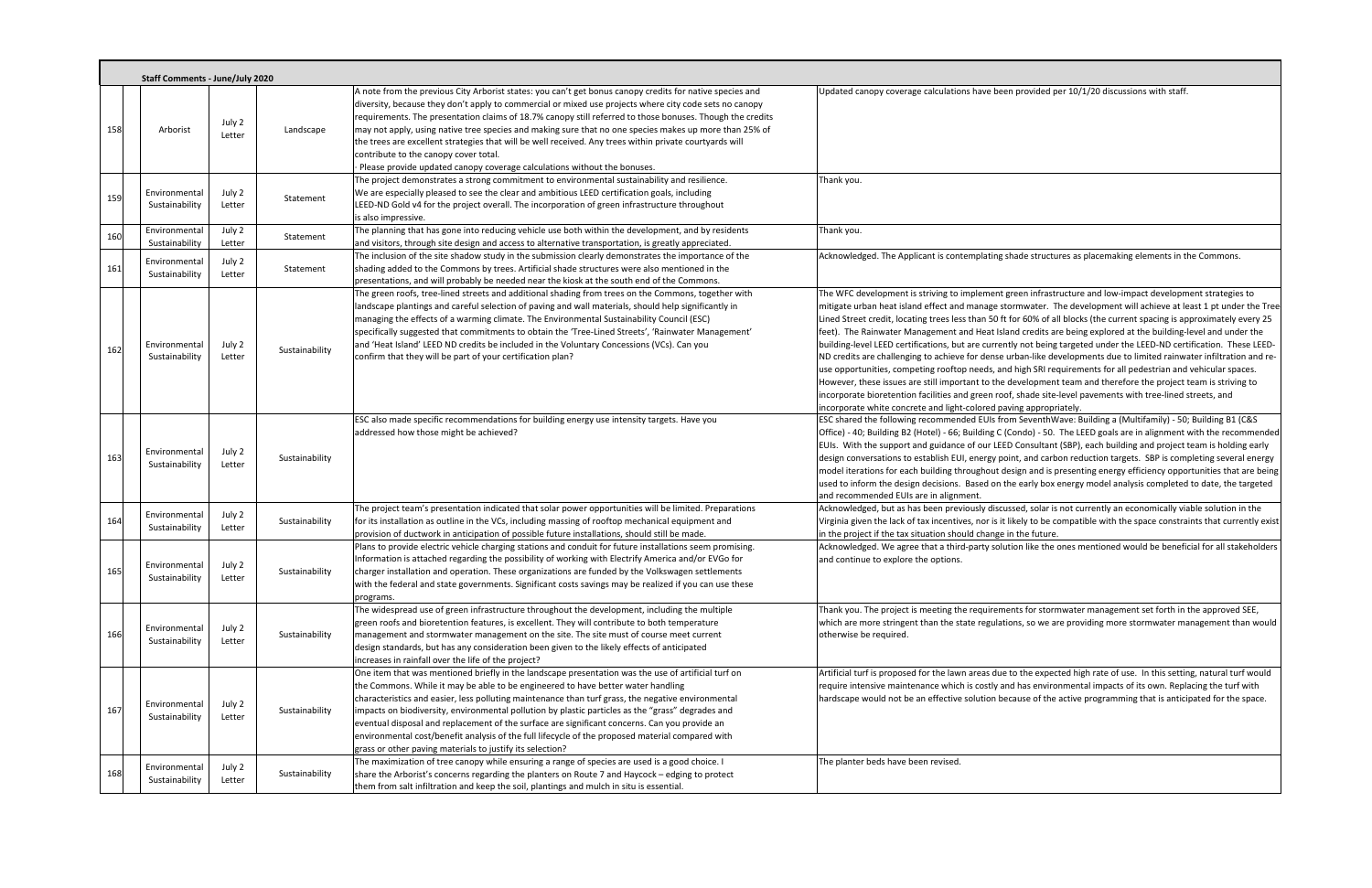**Staff Comments - June/July 2020**

| # | Reviewer | Source | Category | Comment | Response |
|---|---|---|---|---|---|
| 158 | Arborist | July 2 Letter | Landscape | A note from the previous City Arborist states: you can't get bonus canopy credits for native species and diversity, because they don't apply to commercial or mixed use projects where city code sets no canopy requirements. The presentation claims of 18.7% canopy still referred to those bonuses. Though the credits may not apply, using native tree species and making sure that no one species makes up more than 25% of the trees are excellent strategies that will be well received. Any trees within private courtyards will contribute to the canopy cover total. · Please provide updated canopy coverage calculations without the bonuses. | Updated canopy coverage calculations have been provided per 10/1/20 discussions with staff. |
| 159 | Environmental Sustainability | July 2 Letter | Statement | The project demonstrates a strong commitment to environmental sustainability and resilience. We are especially pleased to see the clear and ambitious LEED certification goals, including LEED-ND Gold v4 for the project overall. The incorporation of green infrastructure throughout is also impressive. | Thank you. |
| 160 | Environmental Sustainability | July 2 Letter | Statement | The planning that has gone into reducing vehicle use both within the development, and by residents and visitors, through site design and access to alternative transportation, is greatly appreciated. | Thank you. |
| 161 | Environmental Sustainability | July 2 Letter | Statement | The inclusion of the site shadow study in the submission clearly demonstrates the importance of the shading added to the Commons by trees. Artificial shade structures were also mentioned in the presentations, and will probably be needed near the kiosk at the south end of the Commons. | Acknowledged. The Applicant is contemplating shade structures as placemaking elements in the Commons. |
| 162 | Environmental Sustainability | July 2 Letter | Sustainability | The green roofs, tree-lined streets and additional shading from trees on the Commons, together with landscape plantings and careful selection of paving and wall materials, should help significantly in managing the effects of a warming climate. The Environmental Sustainability Council (ESC) specifically suggested that commitments to obtain the 'Tree-Lined Streets', 'Rainwater Management' and 'Heat Island' LEED ND credits be included in the Voluntary Concessions (VCs). Can you confirm that they will be part of your certification plan? | The WFC development is striving to implement green infrastructure and low-impact development strategies to mitigate urban heat island effect and manage stormwater. The development will achieve at least 1 pt under the Tree Lined Street credit, locating trees less than 50 ft for 60% of all blocks (the current spacing is approximately every 25 feet). The Rainwater Management and Heat Island credits are being explored at the building-level and under the building-level LEED certifications, but are currently not being targeted under the LEED-ND certification. These LEED-ND credits are challenging to achieve for dense urban-like developments due to limited rainwater infiltration and re-use opportunities, competing rooftop needs, and high SRI requirements for all pedestrian and vehicular spaces. However, these issues are still important to the development team and therefore the project team is striving to incorporate bioretention facilities and green roof, shade site-level pavements with tree-lined streets, and incorporate white concrete and light-colored paving appropriately. |
| 163 | Environmental Sustainability | July 2 Letter | Sustainability | ESC also made specific recommendations for building energy use intensity targets. Have you addressed how those might be achieved? | ESC shared the following recommended EUIs from SeventhWave: Building a (Multifamily) - 50; Building B1 (C&S Office) - 40; Building B2 (Hotel) - 66; Building C (Condo) - 50. The LEED goals are in alignment with the recommended EUIs. With the support and guidance of our LEED Consultant (SBP), each building and project team is holding early design conversations to establish EUI, energy point, and carbon reduction targets. SBP is completing several energy model iterations for each building throughout design and is presenting energy efficiency opportunities that are being used to inform the design decisions. Based on the early box energy model analysis completed to date, the targeted and recommended EUIs are in alignment. |
| 164 | Environmental Sustainability | July 2 Letter | Sustainability | The project team's presentation indicated that solar power opportunities will be limited. Preparations for its installation as outline in the VCs, including massing of rooftop mechanical equipment and provision of ductwork in anticipation of possible future installations, should still be made. | Acknowledged, but as has been previously discussed, solar is not currently an economically viable solution in the Virginia given the lack of tax incentives, nor is it likely to be compatible with the space constraints that currently exist in the project if the tax situation should change in the future. |
| 165 | Environmental Sustainability | July 2 Letter | Sustainability | Plans to provide electric vehicle charging stations and conduit for future installations seem promising. Information is attached regarding the possibility of working with Electrify America and/or EVGo for charger installation and operation. These organizations are funded by the Volkswagen settlements with the federal and state governments. Significant costs savings may be realized if you can use these programs. | Acknowledged. We agree that a third-party solution like the ones mentioned would be beneficial for all stakeholders and continue to explore the options. |
| 166 | Environmental Sustainability | July 2 Letter | Sustainability | The widespread use of green infrastructure throughout the development, including the multiple green roofs and bioretention features, is excellent. They will contribute to both temperature management and stormwater management on the site. The site must of course meet current design standards, but has any consideration been given to the likely effects of anticipated increases in rainfall over the life of the project? | Thank you. The project is meeting the requirements for stormwater management set forth in the approved SEE, which are more stringent than the state regulations, so we are providing more stormwater management than would otherwise be required. |
| 167 | Environmental Sustainability | July 2 Letter | Sustainability | One item that was mentioned briefly in the landscape presentation was the use of artificial turf on the Commons. While it may be able to be engineered to have better water handling characteristics and easier, less polluting maintenance than turf grass, the negative environmental impacts on biodiversity, environmental pollution by plastic particles as the "grass" degrades and eventual disposal and replacement of the surface are significant concerns. Can you provide an environmental cost/benefit analysis of the full lifecycle of the proposed material compared with grass or other paving materials to justify its selection? | Artificial turf is proposed for the lawn areas due to the expected high rate of use. In this setting, natural turf would require intensive maintenance which is costly and has environmental impacts of its own. Replacing the turf with hardscape would not be an effective solution because of the active programming that is anticipated for the space. |
| 168 | Environmental Sustainability | July 2 Letter | Sustainability | The maximization of tree canopy while ensuring a range of species are used is a good choice. I share the Arborist's concerns regarding the planters on Route 7 and Haycock – edging to protect them from salt infiltration and keep the soil, plantings and mulch in situ is essential. | The planter beds have been revised. |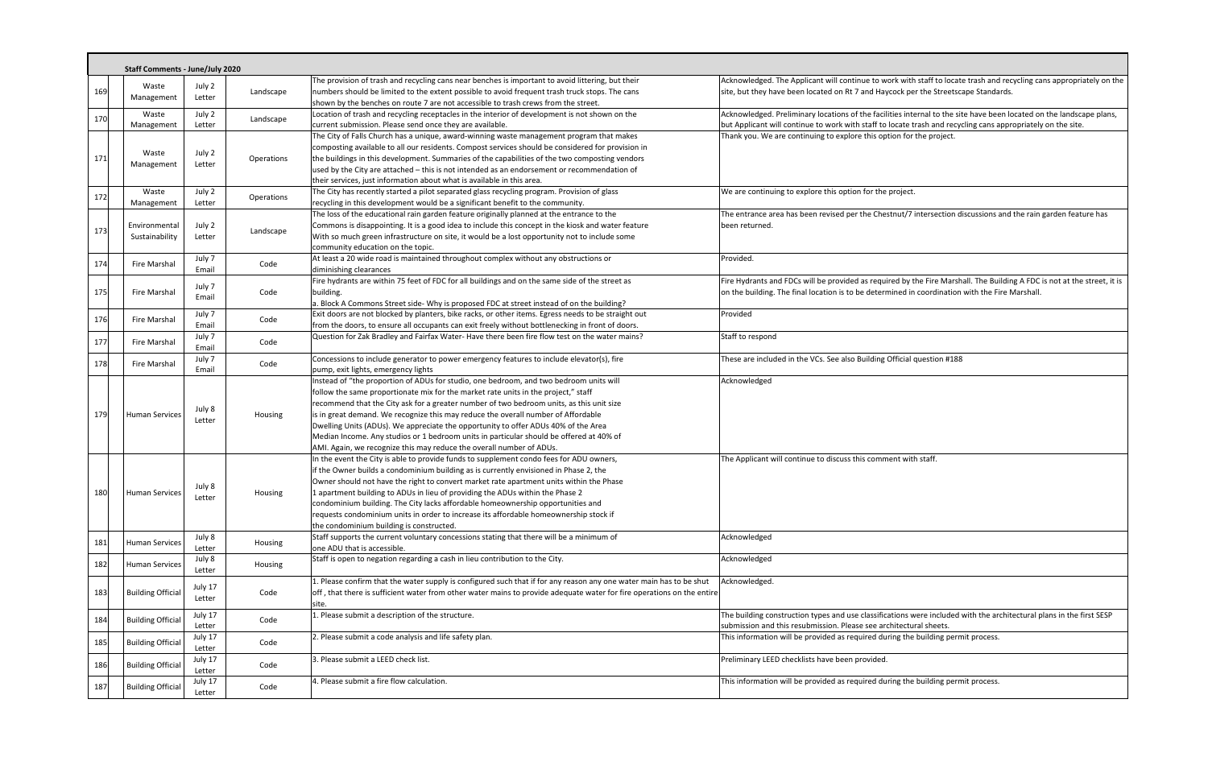**Staff Comments - June/July 2020**

| # | Department | Date/Source | Category | Comment | Response |
|---|---|---|---|---|---|
| 169 | Waste Management | July 2 Letter | Landscape | The provision of trash and recycling cans near benches is important to avoid littering, but their numbers should be limited to the extent possible to avoid frequent trash truck stops. The cans shown by the benches on route 7 are not accessible to trash crews from the street. | Acknowledged. The Applicant will continue to work with staff to locate trash and recycling cans appropriately on the site, but they have been located on Rt 7 and Haycock per the Streetscape Standards. |
| 170 | Waste Management | July 2 Letter | Landscape | Location of trash and recycling receptacles in the interior of development is not shown on the current submission. Please send once they are available. | Acknowledged. Preliminary locations of the facilities internal to the site have been located on the landscape plans, but Applicant will continue to work with staff to locate trash and recycling cans appropriately on the site. |
| 171 | Waste Management | July 2 Letter | Operations | The City of Falls Church has a unique, award-winning waste management program that makes composting available to all our residents. Compost services should be considered for provision in the buildings in this development. Summaries of the capabilities of the two composting vendors used by the City are attached – this is not intended as an endorsement or recommendation of their services, just information about what is available in this area. | Thank you. We are continuing to explore this option for the project. |
| 172 | Waste Management | July 2 Letter | Operations | The City has recently started a pilot separated glass recycling program. Provision of glass recycling in this development would be a significant benefit to the community. | We are continuing to explore this option for the project. |
| 173 | Environmental Sustainability | July 2 Letter | Landscape | The loss of the educational rain garden feature originally planned at the entrance to the Commons is disappointing. It is a good idea to include this concept in the kiosk and water feature With so much green infrastructure on site, it would be a lost opportunity not to include some community education on the topic. | The entrance area has been revised per the Chestnut/7 intersection discussions and the rain garden feature has been returned. |
| 174 | Fire Marshal | July 7 Email | Code | At least a 20 wide road is maintained throughout complex without any obstructions or diminishing clearances | Provided. |
| 175 | Fire Marshal | July 7 Email | Code | Fire hydrants are within 75 feet of FDC for all buildings and on the same side of the street as building.<br>a. Block A Commons Street side- Why is proposed FDC at street instead of on the building? | Fire Hydrants and FDCs will be provided as required by the Fire Marshall. The Building A FDC is not at the street, it is on the building. The final location is to be determined in coordination with the Fire Marshall. |
| 176 | Fire Marshal | July 7 Email | Code | Exit doors are not blocked by planters, bike racks, or other items. Egress needs to be straight out from the doors, to ensure all occupants can exit freely without bottlenecking in front of doors. | Provided |
| 177 | Fire Marshal | July 7 Email | Code | Question for Zak Bradley and Fairfax Water- Have there been fire flow test on the water mains? | Staff to respond |
| 178 | Fire Marshal | July 7 Email | Code | Concessions to include generator to power emergency features to include elevator(s), fire pump, exit lights, emergency lights | These are included in the VCs. See also Building Official question #188 |
| 179 | Human Services | July 8 Letter | Housing | Instead of "the proportion of ADUs for studio, one bedroom, and two bedroom units will follow the same proportionate mix for the market rate units in the project," staff recommend that the City ask for a greater number of two bedroom units, as this unit size is in great demand. We recognize this may reduce the overall number of Affordable Dwelling Units (ADUs). We appreciate the opportunity to offer ADUs 40% of the Area Median Income. Any studios or 1 bedroom units in particular should be offered at 40% of AMI. Again, we recognize this may reduce the overall number of ADUs. | Acknowledged |
| 180 | Human Services | July 8 Letter | Housing | In the event the City is able to provide funds to supplement condo fees for ADU owners, if the Owner builds a condominium building as is currently envisioned in Phase 2, the Owner should not have the right to convert market rate apartment units within the Phase 1 apartment building to ADUs in lieu of providing the ADUs within the Phase 2 condominium building. The City lacks affordable homeownership opportunities and requests condominium units in order to increase its affordable homeownership stock if the condominium building is constructed. | The Applicant will continue to discuss this comment with staff. |
| 181 | Human Services | July 8 Letter | Housing | Staff supports the current voluntary concessions stating that there will be a minimum of one ADU that is accessible. | Acknowledged |
| 182 | Human Services | July 8 Letter | Housing | Staff is open to negation regarding a cash in lieu contribution to the City. | Acknowledged |
| 183 | Building Official | July 17 Letter | Code | 1. Please confirm that the water supply is configured such that if for any reason any one water main has to be shut off , that there is sufficient water from other water mains to provide adequate water for fire operations on the entire site. | Acknowledged. |
| 184 | Building Official | July 17 Letter | Code | 1. Please submit a description of the structure. | The building construction types and use classifications were included with the architectural plans in the first SESP submission and this resubmission. Please see architectural sheets. |
| 185 | Building Official | July 17 Letter | Code | 2. Please submit a code analysis and life safety plan. | This information will be provided as required during the building permit process. |
| 186 | Building Official | July 17 Letter | Code | 3. Please submit a LEED check list. | Preliminary LEED checklists have been provided. |
| 187 | Building Official | July 17 Letter | Code | 4. Please submit a fire flow calculation. | This information will be provided as required during the building permit process. |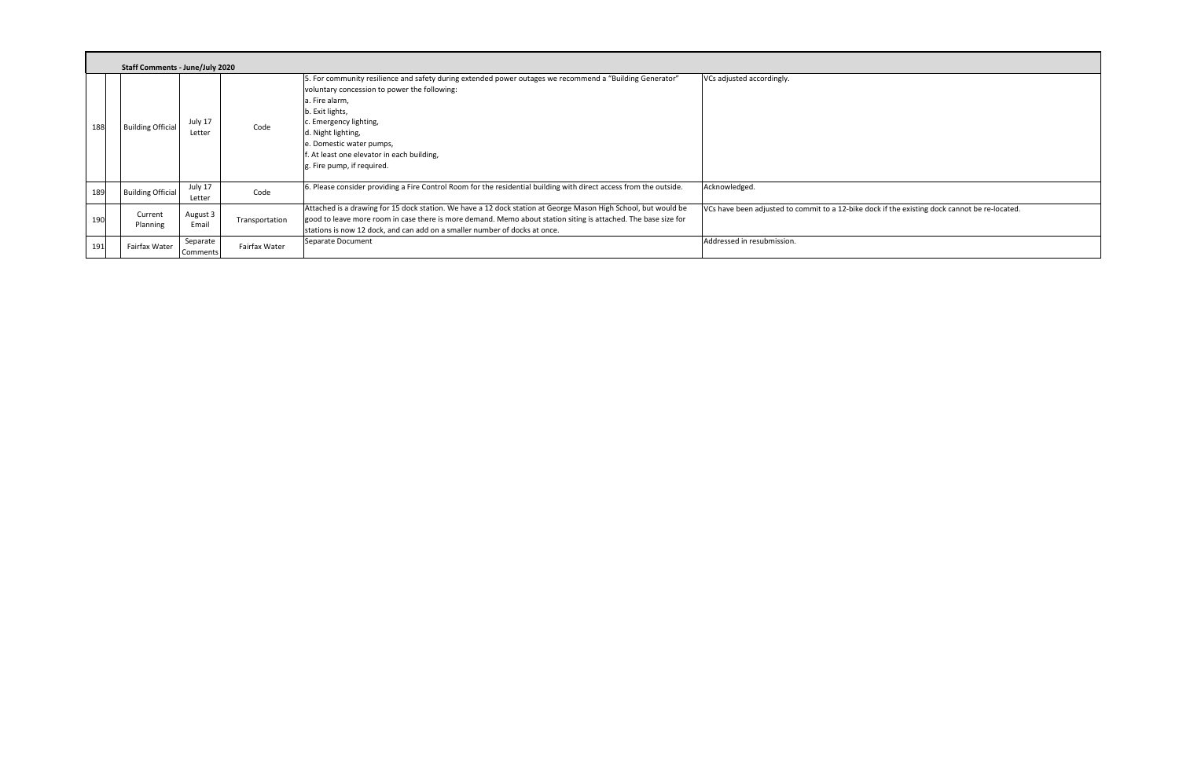| | | | | | | |
|---|---|---|---|---|---|---|
| **Staff Comments - June/July 2020** | | | | | | |
| 188 | | Building Official | July 17 Letter | Code | 5. For community resilience and safety during extended power outages we recommend a "Building Generator" voluntary concession to power the following:<br>a. Fire alarm,<br>b. Exit lights,<br>c. Emergency lighting,<br>d. Night lighting,<br>e. Domestic water pumps,<br>f. At least one elevator in each building,<br>g. Fire pump, if required. | VCs adjusted accordingly. |
| 189 | | Building Official | July 17 Letter | Code | 6. Please consider providing a Fire Control Room for the residential building with direct access from the outside. | Acknowledged. |
| 190 | | Current Planning | August 3 Email | Transportation | Attached is a drawing for 15 dock station. We have a 12 dock station at George Mason High School, but would be good to leave more room in case there is more demand. Memo about station siting is attached. The base size for stations is now 12 dock, and can add on a smaller number of docks at once. | VCs have been adjusted to commit to a 12-bike dock if the existing dock cannot be re-located. |
| 191 | | Fairfax Water | Separate Comments | Fairfax Water | Separate Document | Addressed in resubmission. |